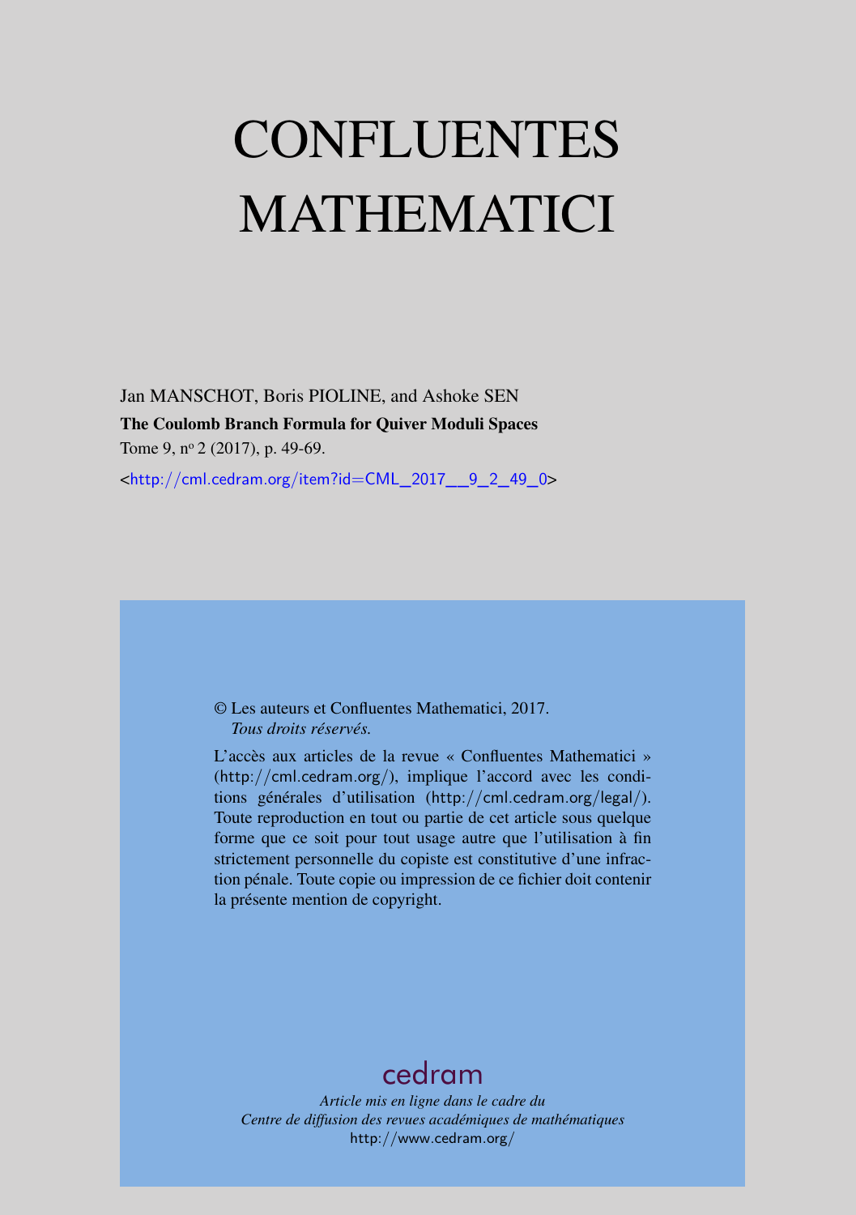# CONFLUENTES MATHEMATICI

Jan MANSCHOT, Boris PIOLINE, and Ashoke SEN

**The Coulomb Branch Formula for Quiver Moduli Spaces**

Tome 9, n$^{o}$ 2 (2017), p. 49-69.

<http://cml.cedram.org/item?id=CML_2017__9_2_49_0>

© Les auteurs et Confluentes Mathematici, 2017.
*Tous droits réservés.*

L'accès aux articles de la revue « Confluentes Mathematici » (http://cml.cedram.org/), implique l'accord avec les conditions générales d'utilisation (http://cml.cedram.org/legal/). Toute reproduction en tout ou partie de cet article sous quelque forme que ce soit pour tout usage autre que l'utilisation à fin strictement personnelle du copiste est constitutive d'une infraction pénale. Toute copie ou impression de ce fichier doit contenir la présente mention de copyright.

cedram

*Article mis en ligne dans le cadre du*
*Centre de diffusion des revues académiques de mathématiques*
http://www.cedram.org/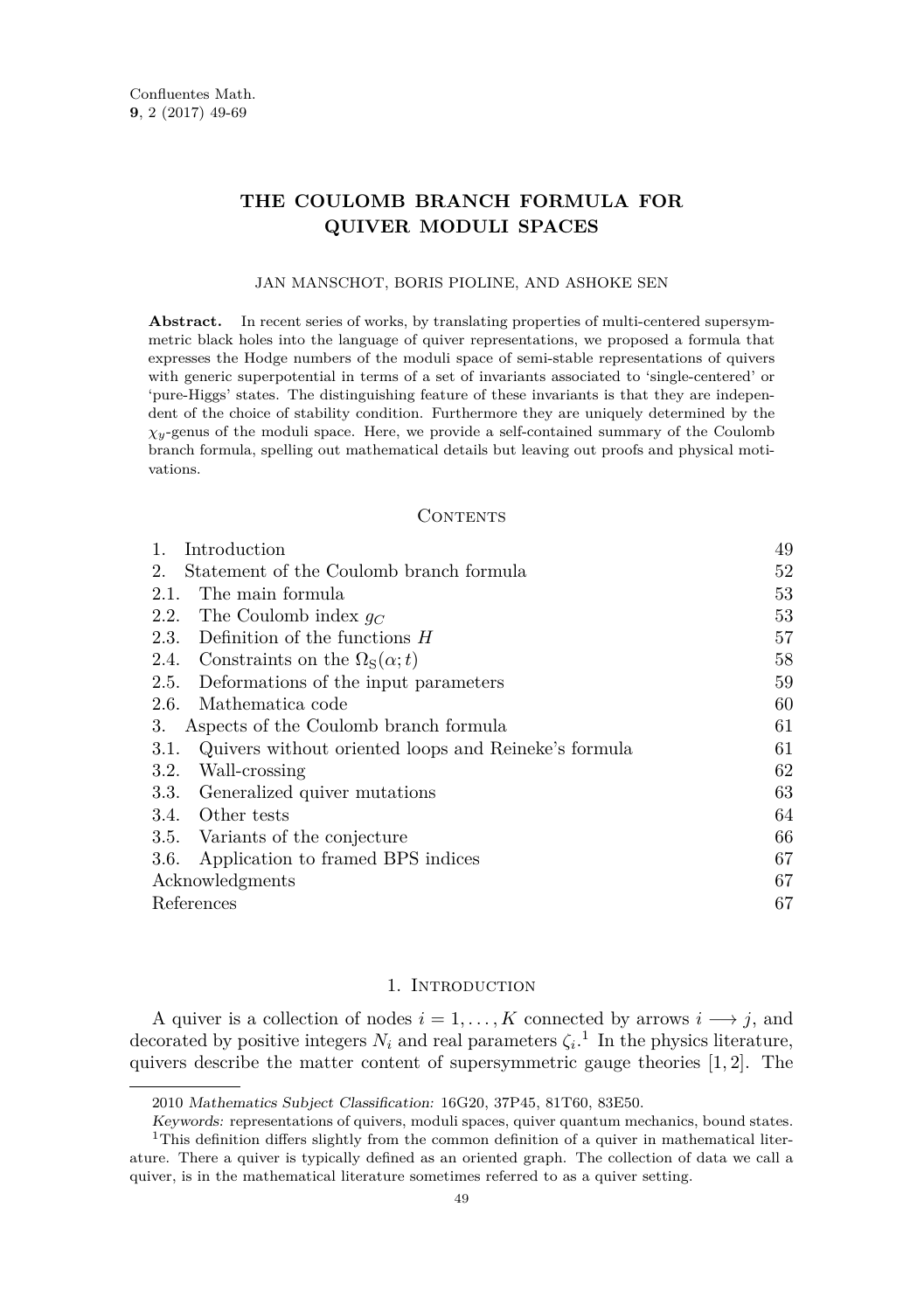Confluentes Math.
**9**, 2 (2017) 49-69

# THE COULOMB BRANCH FORMULA FOR QUIVER MODULI SPACES

JAN MANSCHOT, BORIS PIOLINE, AND ASHOKE SEN

**Abstract.** In recent series of works, by translating properties of multi-centered supersymmetric black holes into the language of quiver representations, we proposed a formula that expresses the Hodge numbers of the moduli space of semi-stable representations of quivers with generic superpotential in terms of a set of invariants associated to 'single-centered' or 'pure-Higgs' states. The distinguishing feature of these invariants is that they are independent of the choice of stability condition. Furthermore they are uniquely determined by the $\chi_y$-genus of the moduli space. Here, we provide a self-contained summary of the Coulomb branch formula, spelling out mathematical details but leaving out proofs and physical motivations.

## Contents

| | |
|---|---|
| 1. Introduction | 49 |
| 2. Statement of the Coulomb branch formula | 52 |
| 2.1. The main formula | 53 |
| 2.2. The Coulomb index $g_C$ | 53 |
| 2.3. Definition of the functions $H$ | 57 |
| 2.4. Constraints on the $\Omega_{\rm S}(\alpha; t)$ | 58 |
| 2.5. Deformations of the input parameters | 59 |
| 2.6. Mathematica code | 60 |
| 3. Aspects of the Coulomb branch formula | 61 |
| 3.1. Quivers without oriented loops and Reineke's formula | 61 |
| 3.2. Wall-crossing | 62 |
| 3.3. Generalized quiver mutations | 63 |
| 3.4. Other tests | 64 |
| 3.5. Variants of the conjecture | 66 |
| 3.6. Application to framed BPS indices | 67 |
| Acknowledgments | 67 |
| References | 67 |

## 1. Introduction

A quiver is a collection of nodes $i = 1, \ldots, K$ connected by arrows $i \longrightarrow j$, and decorated by positive integers $N_i$ and real parameters $\zeta_i$.[1] In the physics literature, quivers describe the matter content of supersymmetric gauge theories [1, 2]. The

2010 *Mathematics Subject Classification:* 16G20, 37P45, 81T60, 83E50.

*Keywords:* representations of quivers, moduli spaces, quiver quantum mechanics, bound states.

[1] This definition differs slightly from the common definition of a quiver in mathematical literature. There a quiver is typically defined as an oriented graph. The collection of data we call a quiver, is in the mathematical literature sometimes referred to as a quiver setting.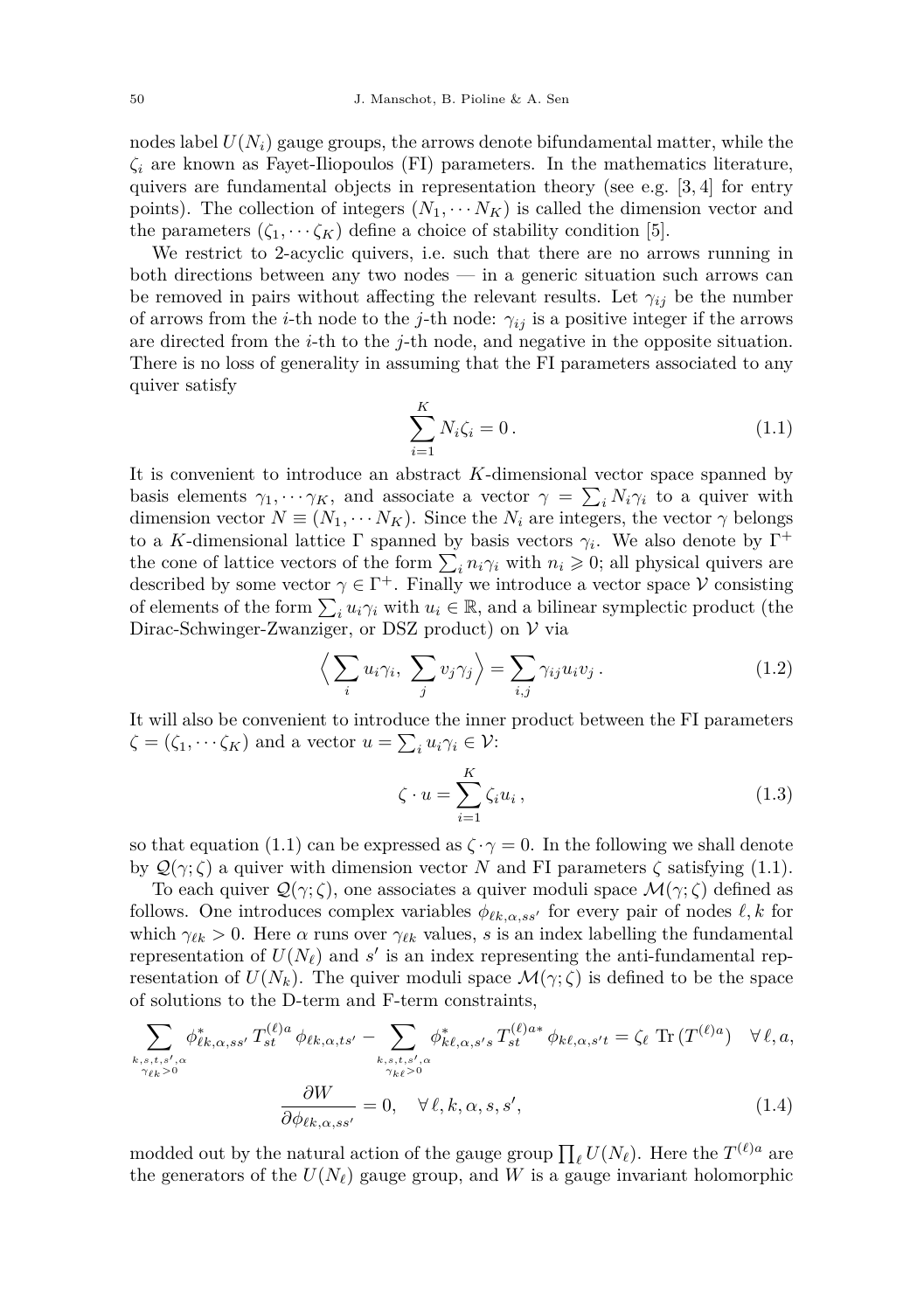nodes label $U(N_i)$ gauge groups, the arrows denote bifundamental matter, while the $\zeta_i$ are known as Fayet-Iliopoulos (FI) parameters. In the mathematics literature, quivers are fundamental objects in representation theory (see e.g. [3, 4] for entry points). The collection of integers $(N_1, \cdots N_K)$ is called the dimension vector and the parameters $(\zeta_1, \cdots \zeta_K)$ define a choice of stability condition [5].

We restrict to 2-acyclic quivers, i.e. such that there are no arrows running in both directions between any two nodes — in a generic situation such arrows can be removed in pairs without affecting the relevant results. Let $\gamma_{ij}$ be the number of arrows from the $i$-th node to the $j$-th node: $\gamma_{ij}$ is a positive integer if the arrows are directed from the $i$-th to the $j$-th node, and negative in the opposite situation. There is no loss of generality in assuming that the FI parameters associated to any quiver satisfy

$$\sum_{i=1}^{K} N_i \zeta_i = 0 \,. \tag{1.1}$$

It is convenient to introduce an abstract $K$-dimensional vector space spanned by basis elements $\gamma_1, \cdots \gamma_K$, and associate a vector $\gamma = \sum_i N_i \gamma_i$ to a quiver with dimension vector $N \equiv (N_1, \cdots N_K)$. Since the $N_i$ are integers, the vector $\gamma$ belongs to a $K$-dimensional lattice $\Gamma$ spanned by basis vectors $\gamma_i$. We also denote by $\Gamma^+$ the cone of lattice vectors of the form $\sum_i n_i \gamma_i$ with $n_i \geqslant 0$; all physical quivers are described by some vector $\gamma \in \Gamma^+$. Finally we introduce a vector space $\mathcal{V}$ consisting of elements of the form $\sum_i u_i \gamma_i$ with $u_i \in \mathbb{R}$, and a bilinear symplectic product (the Dirac-Schwinger-Zwanziger, or DSZ product) on $\mathcal{V}$ via

$$\Big\langle \sum_i u_i \gamma_i,\ \sum_j v_j \gamma_j \Big\rangle = \sum_{i,j} \gamma_{ij} u_i v_j \,. \tag{1.2}$$

It will also be convenient to introduce the inner product between the FI parameters $\zeta = (\zeta_1, \cdots \zeta_K)$ and a vector $u = \sum_i u_i \gamma_i \in \mathcal{V}$:

$$\zeta \cdot u = \sum_{i=1}^{K} \zeta_i u_i \,, \tag{1.3}$$

so that equation (1.1) can be expressed as $\zeta \cdot \gamma = 0$. In the following we shall denote by $\mathcal{Q}(\gamma;\zeta)$ a quiver with dimension vector $N$ and FI parameters $\zeta$ satisfying (1.1).

To each quiver $\mathcal{Q}(\gamma;\zeta)$, one associates a quiver moduli space $\mathcal{M}(\gamma;\zeta)$ defined as follows. One introduces complex variables $\phi_{\ell k,\alpha,ss'}$ for every pair of nodes $\ell, k$ for which $\gamma_{\ell k} > 0$. Here $\alpha$ runs over $\gamma_{\ell k}$ values, $s$ is an index labelling the fundamental representation of $U(N_\ell)$ and $s'$ is an index representing the anti-fundamental representation of $U(N_k)$. The quiver moduli space $\mathcal{M}(\gamma;\zeta)$ is defined to be the space of solutions to the D-term and F-term constraints,

$$\sum_{\substack{k,s,t,s',\alpha \\ \gamma_{\ell k}>0}} \phi^*_{\ell k,\alpha,ss'}\, T^{(\ell)a}_{st}\, \phi_{\ell k,\alpha,ts'} - \sum_{\substack{k,s,t,s',\alpha \\ \gamma_{k\ell}>0}} \phi^*_{k\ell,\alpha,s's}\, T^{(\ell)a*}_{st}\, \phi_{k\ell,\alpha,s't} = \zeta_\ell \ \mathrm{Tr}\,(T^{(\ell)a}) \quad \forall\, \ell, a,$$

$$\frac{\partial W}{\partial \phi_{\ell k,\alpha,ss'}} = 0, \quad \forall\, \ell, k, \alpha, s, s', \tag{1.4}$$

modded out by the natural action of the gauge group $\prod_\ell U(N_\ell)$. Here the $T^{(\ell)a}$ are the generators of the $U(N_\ell)$ gauge group, and $W$ is a gauge invariant holomorphic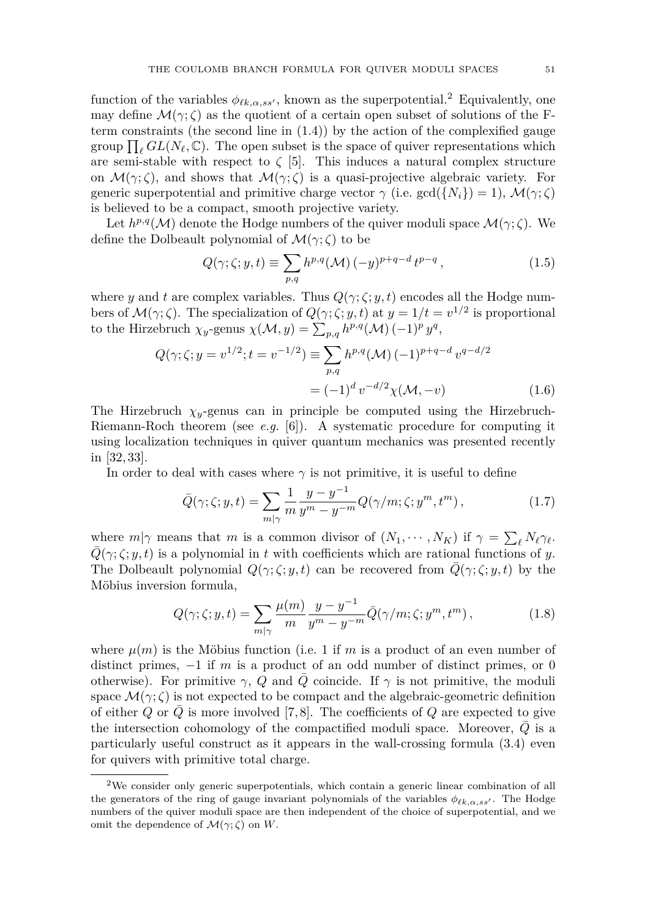function of the variables $\phi_{\ell k,\alpha,ss'}$, known as the superpotential.[2] Equivalently, one may define $\mathcal{M}(\gamma;\zeta)$ as the quotient of a certain open subset of solutions of the F-term constraints (the second line in (1.4)) by the action of the complexified gauge group $\prod_\ell GL(N_\ell,\mathbb{C})$. The open subset is the space of quiver representations which are semi-stable with respect to $\zeta$ [5]. This induces a natural complex structure on $\mathcal{M}(\gamma;\zeta)$, and shows that $\mathcal{M}(\gamma;\zeta)$ is a quasi-projective algebraic variety. For generic superpotential and primitive charge vector $\gamma$ (i.e. $\gcd(\{N_i\}) = 1$), $\mathcal{M}(\gamma;\zeta)$ is believed to be a compact, smooth projective variety.

Let $h^{p,q}(\mathcal{M})$ denote the Hodge numbers of the quiver moduli space $\mathcal{M}(\gamma;\zeta)$. We define the Dolbeault polynomial of $\mathcal{M}(\gamma;\zeta)$ to be

$$Q(\gamma;\zeta;y,t) \equiv \sum_{p,q} h^{p,q}(\mathcal{M})\,(-y)^{p+q-d}\,t^{p-q}\,, \tag{1.5}$$

where $y$ and $t$ are complex variables. Thus $Q(\gamma;\zeta;y,t)$ encodes all the Hodge numbers of $\mathcal{M}(\gamma;\zeta)$. The specialization of $Q(\gamma;\zeta;y,t)$ at $y = 1/t = v^{1/2}$ is proportional to the Hirzebruch $\chi_y$-genus $\chi(\mathcal{M},y) = \sum_{p,q} h^{p,q}(\mathcal{M})\,(-1)^p\,y^q$,

$$\begin{aligned} Q(\gamma;\zeta;y=v^{1/2};t=v^{-1/2}) &\equiv \sum_{p,q} h^{p,q}(\mathcal{M})\,(-1)^{p+q-d}\,v^{q-d/2} \\ &= (-1)^d\,v^{-d/2}\chi(\mathcal{M},-v) \end{aligned} \tag{1.6}$$

The Hirzebruch $\chi_y$-genus can in principle be computed using the Hirzebruch-Riemann-Roch theorem (see *e.g.* [6]). A systematic procedure for computing it using localization techniques in quiver quantum mechanics was presented recently in [32, 33].

In order to deal with cases where $\gamma$ is not primitive, it is useful to define

$$\bar{Q}(\gamma;\zeta;y,t) = \sum_{m|\gamma} \frac{1}{m}\,\frac{y-y^{-1}}{y^m-y^{-m}}\,Q(\gamma/m;\zeta;y^m,t^m)\,, \tag{1.7}$$

where $m|\gamma$ means that $m$ is a common divisor of $(N_1,\cdots,N_K)$ if $\gamma = \sum_\ell N_\ell\gamma_\ell$. $\bar{Q}(\gamma;\zeta;y,t)$ is a polynomial in $t$ with coefficients which are rational functions of $y$. The Dolbeault polynomial $Q(\gamma;\zeta;y,t)$ can be recovered from $\bar{Q}(\gamma;\zeta;y,t)$ by the Möbius inversion formula,

$$Q(\gamma;\zeta;y,t) = \sum_{m|\gamma} \frac{\mu(m)}{m}\,\frac{y-y^{-1}}{y^m-y^{-m}}\,\bar{Q}(\gamma/m;\zeta;y^m,t^m)\,, \tag{1.8}$$

where $\mu(m)$ is the Möbius function (i.e. 1 if $m$ is a product of an even number of distinct primes, $-1$ if $m$ is a product of an odd number of distinct primes, or 0 otherwise). For primitive $\gamma$, $Q$ and $\bar{Q}$ coincide. If $\gamma$ is not primitive, the moduli space $\mathcal{M}(\gamma;\zeta)$ is not expected to be compact and the algebraic-geometric definition of either $Q$ or $\bar{Q}$ is more involved [7, 8]. The coefficients of $Q$ are expected to give the intersection cohomology of the compactified moduli space. Moreover, $\bar{Q}$ is a particularly useful construct as it appears in the wall-crossing formula (3.4) even for quivers with primitive total charge.

[2] We consider only generic superpotentials, which contain a generic linear combination of all the generators of the ring of gauge invariant polynomials of the variables $\phi_{\ell k,\alpha,ss'}$. The Hodge numbers of the quiver moduli space are then independent of the choice of superpotential, and we omit the dependence of $\mathcal{M}(\gamma;\zeta)$ on $W$.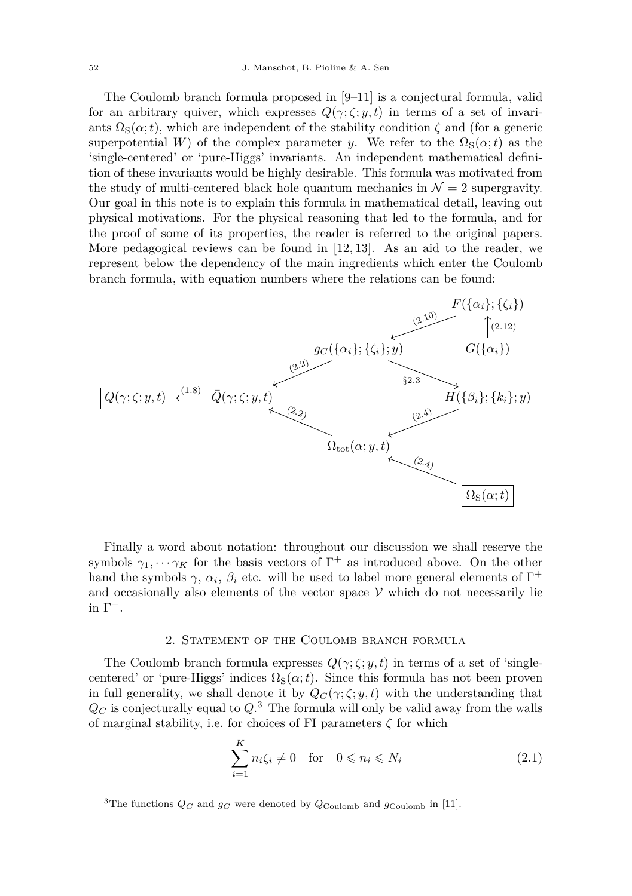The Coulomb branch formula proposed in [9–11] is a conjectural formula, valid for an arbitrary quiver, which expresses $Q(\gamma;\zeta;y,t)$ in terms of a set of invariants $\Omega_{\rm S}(\alpha;t)$, which are independent of the stability condition $\zeta$ and (for a generic superpotential $W$) of the complex parameter $y$. We refer to the $\Omega_{\rm S}(\alpha;t)$ as the 'single-centered' or 'pure-Higgs' invariants. An independent mathematical definition of these invariants would be highly desirable. This formula was motivated from the study of multi-centered black hole quantum mechanics in $\mathcal{N}=2$ supergravity. Our goal in this note is to explain this formula in mathematical detail, leaving out physical motivations. For the physical reasoning that led to the formula, and for the proof of some of its properties, the reader is referred to the original papers. More pedagogical reviews can be found in [12, 13]. As an aid to the reader, we represent below the dependency of the main ingredients which enter the Coulomb branch formula, with equation numbers where the relations can be found:

$$G(\{\alpha_i\}) \xrightarrow{(2.12)} F(\{\alpha_i\};\{\zeta_i\}) \xrightarrow{(2.10)} g_C(\{\alpha_i\};\{\zeta_i\};y)$$

$$g_C(\{\alpha_i\};\{\zeta_i\};y) \xrightarrow{(2.2)} \bar{Q}(\gamma;\zeta;y,t) \qquad g_C(\{\alpha_i\};\{\zeta_i\};y) \xrightarrow{\S 2.3} H(\{\beta_i\};\{k_i\};y)$$

$$H(\{\beta_i\};\{k_i\};y) \xrightarrow{(2.4)} \Omega_{\rm tot}(\alpha;y,t) \qquad \boxed{\Omega_{\rm S}(\alpha;t)} \xrightarrow{(2.4)} \Omega_{\rm tot}(\alpha;y,t)$$

$$\Omega_{\rm tot}(\alpha;y,t) \xrightarrow{(2.2)} \bar{Q}(\gamma;\zeta;y,t) \xrightarrow{(1.8)} \boxed{Q(\gamma;\zeta;y,t)}$$

Finally a word about notation: throughout our discussion we shall reserve the symbols $\gamma_1,\cdots\gamma_K$ for the basis vectors of $\Gamma^+$ as introduced above. On the other hand the symbols $\gamma$, $\alpha_i$, $\beta_i$ etc. will be used to label more general elements of $\Gamma^+$ and occasionally also elements of the vector space $\mathcal{V}$ which do not necessarily lie in $\Gamma^+$.

## 2. Statement of the Coulomb branch formula

The Coulomb branch formula expresses $Q(\gamma;\zeta;y,t)$ in terms of a set of 'single-centered' or 'pure-Higgs' indices $\Omega_{\rm S}(\alpha;t)$. Since this formula has not been proven in full generality, we shall denote it by $Q_C(\gamma;\zeta;y,t)$ with the understanding that $Q_C$ is conjecturally equal to $Q$.[3] The formula will only be valid away from the walls of marginal stability, i.e. for choices of FI parameters $\zeta$ for which

$$\sum_{i=1}^{K} n_i\zeta_i \neq 0 \quad \text{for} \quad 0 \leqslant n_i \leqslant N_i \tag{2.1}$$

[3] The functions $Q_C$ and $g_C$ were denoted by $Q_{\rm Coulomb}$ and $g_{\rm Coulomb}$ in [11].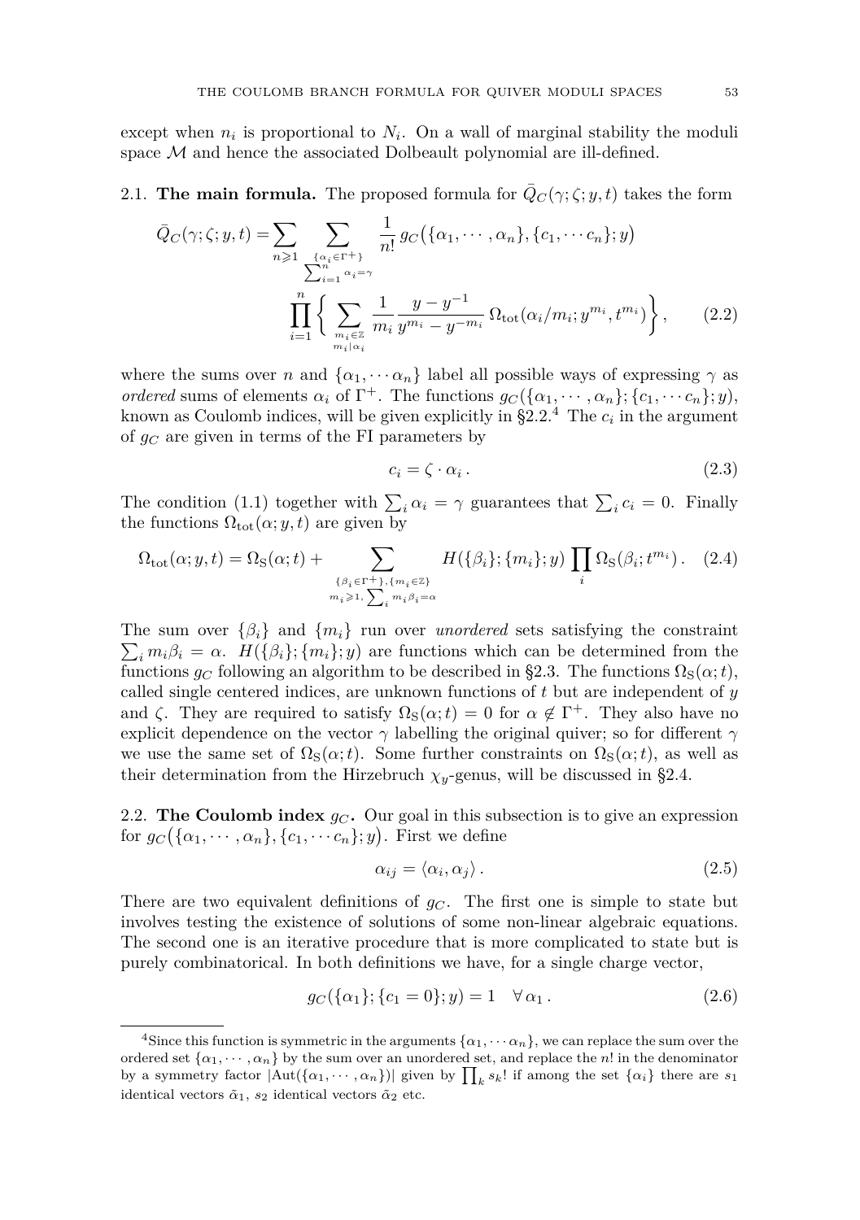except when $n_i$ is proportional to $N_i$. On a wall of marginal stability the moduli space $\mathcal{M}$ and hence the associated Dolbeault polynomial are ill-defined.

## 2.1. The main formula.

The proposed formula for $\bar{Q}_C(\gamma;\zeta;y,t)$ takes the form

$$
\begin{aligned}
\bar{Q}_C(\gamma;\zeta;y,t) = &\sum_{n\geqslant 1} \sum_{\substack{\{\alpha_i\in\Gamma^+\}\\ \sum_{i=1}^n \alpha_i=\gamma}} \frac{1}{n!}\, g_C\big(\{\alpha_1,\cdots,\alpha_n\},\{c_1,\cdots c_n\};y\big) \\
&\prod_{i=1}^n \Bigg\{ \sum_{\substack{m_i\in\mathbb{Z}\\ m_i|\alpha_i}} \frac{1}{m_i}\frac{y-y^{-1}}{y^{m_i}-y^{-m_i}}\,\Omega_{\rm tot}(\alpha_i/m_i;y^{m_i},t^{m_i})\Bigg\}, \qquad (2.2)
\end{aligned}
$$

where the sums over $n$ and $\{\alpha_1,\cdots\alpha_n\}$ label all possible ways of expressing $\gamma$ as *ordered* sums of elements $\alpha_i$ of $\Gamma^+$. The functions $g_C(\{\alpha_1,\cdots,\alpha_n\};\{c_1,\cdots c_n\};y)$, known as Coulomb indices, will be given explicitly in §2.2.[4] The $c_i$ in the argument of $g_C$ are given in terms of the FI parameters by

$$
c_i = \zeta\cdot\alpha_i\,. \qquad (2.3)
$$

The condition (1.1) together with $\sum_i \alpha_i = \gamma$ guarantees that $\sum_i c_i = 0$. Finally the functions $\Omega_{\rm tot}(\alpha;y,t)$ are given by

$$
\Omega_{\rm tot}(\alpha;y,t) = \Omega_{\rm S}(\alpha;t) + \sum_{\substack{\{\beta_i\in\Gamma^+\},\{m_i\in\mathbb{Z}\}\\ m_i\geqslant 1,\ \sum_i m_i\beta_i=\alpha}} H(\{\beta_i\};\{m_i\};y)\prod_i \Omega_{\rm S}(\beta_i;t^{m_i})\,. \quad (2.4)
$$

The sum over $\{\beta_i\}$ and $\{m_i\}$ run over *unordered* sets satisfying the constraint $\sum_i m_i\beta_i = \alpha$. $H(\{\beta_i\};\{m_i\};y)$ are functions which can be determined from the functions $g_C$ following an algorithm to be described in §2.3. The functions $\Omega_{\rm S}(\alpha;t)$, called single centered indices, are unknown functions of $t$ but are independent of $y$ and $\zeta$. They are required to satisfy $\Omega_{\rm S}(\alpha;t)=0$ for $\alpha\notin\Gamma^+$. They also have no explicit dependence on the vector $\gamma$ labelling the original quiver; so for different $\gamma$ we use the same set of $\Omega_{\rm S}(\alpha;t)$. Some further constraints on $\Omega_{\rm S}(\alpha;t)$, as well as their determination from the Hirzebruch $\chi_y$-genus, will be discussed in §2.4.

## 2.2. The Coulomb index $g_C$.

Our goal in this subsection is to give an expression for $g_C\big(\{\alpha_1,\cdots,\alpha_n\},\{c_1,\cdots c_n\};y\big)$. First we define

$$
\alpha_{ij} = \langle\alpha_i,\alpha_j\rangle\,. \qquad (2.5)
$$

There are two equivalent definitions of $g_C$. The first one is simple to state but involves testing the existence of solutions of some non-linear algebraic equations. The second one is an iterative procedure that is more complicated to state but is purely combinatorical. In both definitions we have, for a single charge vector,

$$
g_C(\{\alpha_1\};\{c_1=0\};y) = 1 \quad \forall\,\alpha_1\,. \qquad (2.6)
$$

---

[4] Since this function is symmetric in the arguments $\{\alpha_1,\cdots\alpha_n\}$, we can replace the sum over the ordered set $\{\alpha_1,\cdots,\alpha_n\}$ by the sum over an unordered set, and replace the $n!$ in the denominator by a symmetry factor $|{\rm Aut}(\{\alpha_1,\cdots,\alpha_n\})|$ given by $\prod_k s_k!$ if among the set $\{\alpha_i\}$ there are $s_1$ identical vectors $\tilde{\alpha}_1$, $s_2$ identical vectors $\tilde{\alpha}_2$ etc.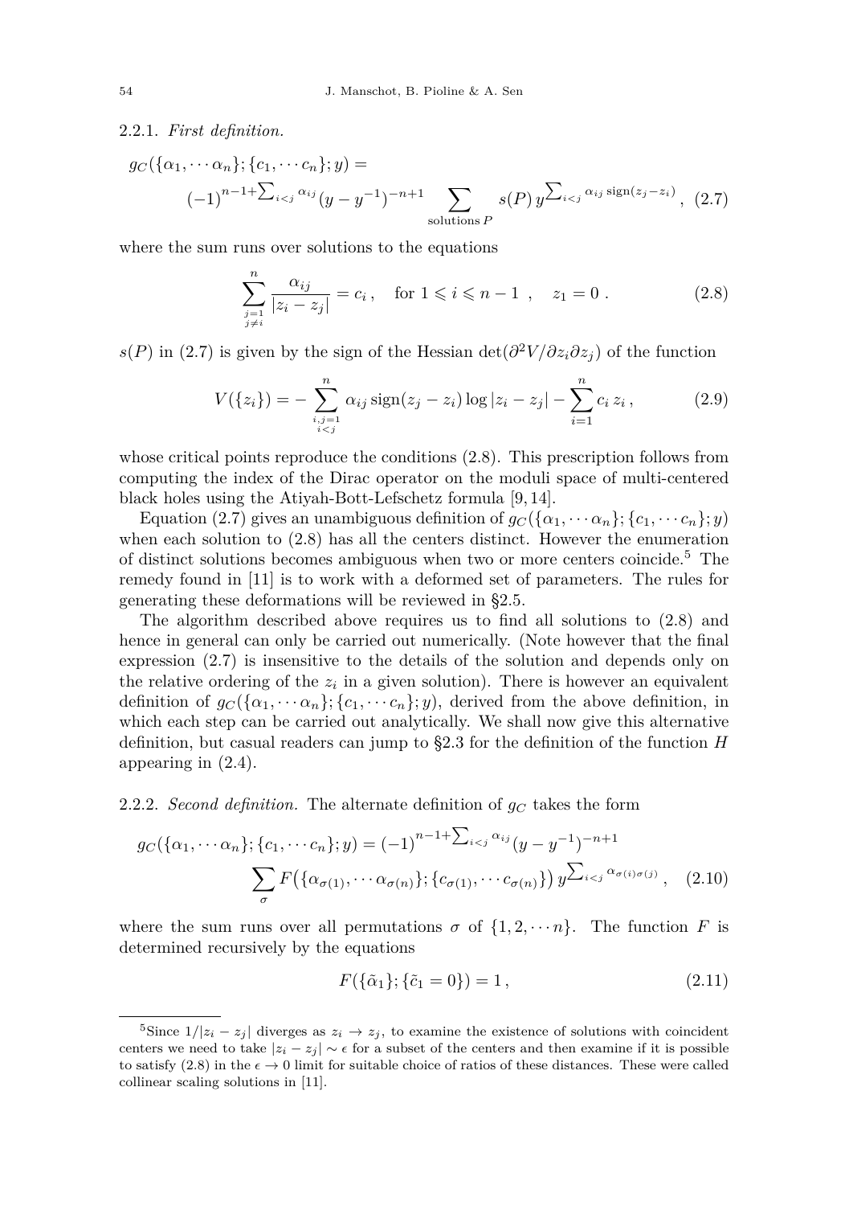2.2.1. *First definition.*

$$g_C(\{\alpha_1, \cdots \alpha_n\}; \{c_1, \cdots c_n\}; y) = (-1)^{n-1+\sum_{i<j}\alpha_{ij}} (y - y^{-1})^{-n+1} \sum_{\text{solutions } P} s(P)\, y^{\sum_{i<j}\alpha_{ij}\,\text{sign}(z_j - z_i)}\,, \quad (2.7)$$

where the sum runs over solutions to the equations

$$\sum_{\substack{j=1\\ j\neq i}}^{n} \frac{\alpha_{ij}}{|z_i - z_j|} = c_i\,, \quad \text{for } 1 \leqslant i \leqslant n-1\ , \quad z_1 = 0\ . \quad (2.8)$$

$s(P)$ in (2.7) is given by the sign of the Hessian $\det(\partial^2 V/\partial z_i \partial z_j)$ of the function

$$V(\{z_i\}) = -\sum_{\substack{i,j=1\\ i<j}}^{n} \alpha_{ij}\,\text{sign}(z_j - z_i) \log|z_i - z_j| - \sum_{i=1}^{n} c_i\, z_i\,, \quad (2.9)$$

whose critical points reproduce the conditions (2.8). This prescription follows from computing the index of the Dirac operator on the moduli space of multi-centered black holes using the Atiyah-Bott-Lefschetz formula [9, 14].

Equation (2.7) gives an unambiguous definition of $g_C(\{\alpha_1, \cdots \alpha_n\}; \{c_1, \cdots c_n\}; y)$ when each solution to (2.8) has all the centers distinct. However the enumeration of distinct solutions becomes ambiguous when two or more centers coincide.[5] The remedy found in [11] is to work with a deformed set of parameters. The rules for generating these deformations will be reviewed in §2.5.

The algorithm described above requires us to find all solutions to (2.8) and hence in general can only be carried out numerically. (Note however that the final expression (2.7) is insensitive to the details of the solution and depends only on the relative ordering of the $z_i$ in a given solution). There is however an equivalent definition of $g_C(\{\alpha_1, \cdots \alpha_n\}; \{c_1, \cdots c_n\}; y)$, derived from the above definition, in which each step can be carried out analytically. We shall now give this alternative definition, but casual readers can jump to §2.3 for the definition of the function $H$ appearing in (2.4).

2.2.2. *Second definition.* The alternate definition of $g_C$ takes the form

$$g_C(\{\alpha_1, \cdots \alpha_n\}; \{c_1, \cdots c_n\}; y) = (-1)^{n-1+\sum_{i<j}\alpha_{ij}} (y - y^{-1})^{-n+1} \sum_{\sigma} F\big(\{\alpha_{\sigma(1)}, \cdots \alpha_{\sigma(n)}\}; \{c_{\sigma(1)}, \cdots c_{\sigma(n)}\}\big)\, y^{\sum_{i<j}\alpha_{\sigma(i)\sigma(j)}}\,, \quad (2.10)$$

where the sum runs over all permutations $\sigma$ of $\{1, 2, \cdots n\}$. The function $F$ is determined recursively by the equations

$$F(\{\tilde{\alpha}_1\}; \{\tilde{c}_1 = 0\}) = 1\,, \quad (2.11)$$

[5] Since $1/|z_i - z_j|$ diverges as $z_i \to z_j$, to examine the existence of solutions with coincident centers we need to take $|z_i - z_j| \sim \epsilon$ for a subset of the centers and then examine if it is possible to satisfy (2.8) in the $\epsilon \to 0$ limit for suitable choice of ratios of these distances. These were called collinear scaling solutions in [11].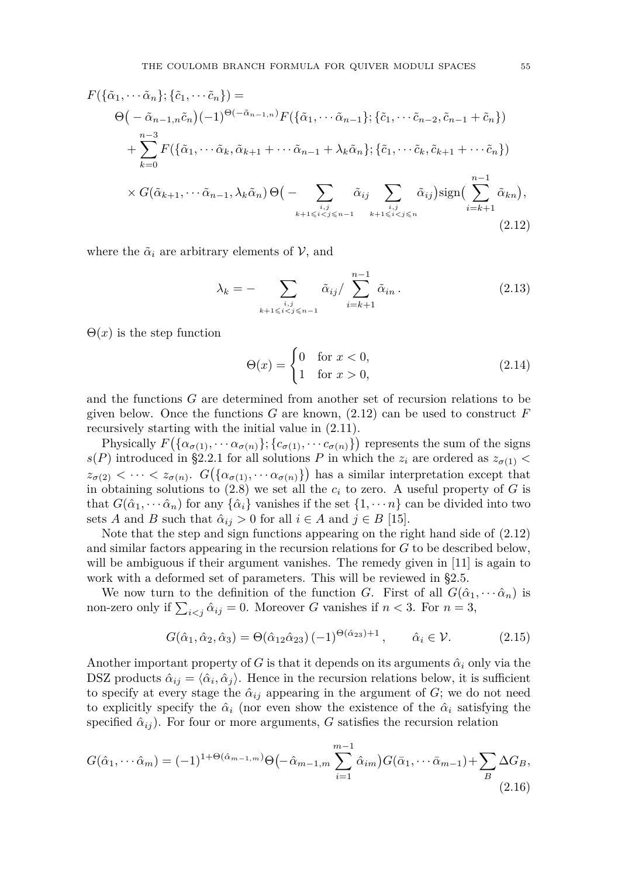$$
\begin{aligned}
F(\{\tilde\alpha_1, \cdots \tilde\alpha_n\}; \{\tilde c_1, \cdots \tilde c_n\}) = \\
\Theta\big( - \tilde\alpha_{n-1,n} \tilde c_n\big) (-1)^{\Theta(-\tilde\alpha_{n-1,n})} F(\{\tilde\alpha_1, \cdots \tilde\alpha_{n-1}\}; \{\tilde c_1, \cdots \tilde c_{n-2}, \tilde c_{n-1} + \tilde c_n\}) \\
+ \sum_{k=0}^{n-3} F(\{\tilde\alpha_1, \cdots \tilde\alpha_k, \tilde\alpha_{k+1} + \cdots \tilde\alpha_{n-1} + \lambda_k \tilde\alpha_n\}; \{\tilde c_1, \cdots \tilde c_k, \tilde c_{k+1} + \cdots \tilde c_n\}) \\
\times G(\tilde\alpha_{k+1}, \cdots \tilde\alpha_{n-1}, \lambda_k \tilde\alpha_n)\, \Theta\big( - \sum_{\substack{i,j \\ k+1 \leqslant i<j \leqslant n-1}} \tilde\alpha_{ij} \sum_{\substack{i,j \\ k+1 \leqslant i<j \leqslant n}} \tilde\alpha_{ij}\big) \mathrm{sign}\big( \sum_{i=k+1}^{n-1} \tilde\alpha_{kn}\big),
\end{aligned}
\tag{2.12}
$$

where the $\tilde\alpha_i$ are arbitrary elements of $\mathcal{V}$, and

$$
\lambda_k = - \sum_{\substack{i,j \\ k+1 \leqslant i<j \leqslant n-1}} \tilde\alpha_{ij} / \sum_{i=k+1}^{n-1} \tilde\alpha_{in} \, . \tag{2.13}
$$

$\Theta(x)$ is the step function

$$
\Theta(x) = \begin{cases} 0 & \text{for } x < 0, \\ 1 & \text{for } x > 0, \end{cases} \tag{2.14}
$$

and the functions $G$ are determined from another set of recursion relations to be given below. Once the functions $G$ are known, (2.12) can be used to construct $F$ recursively starting with the initial value in (2.11).

Physically $F\big(\{\alpha_{\sigma(1)}, \cdots \alpha_{\sigma(n)}\}; \{c_{\sigma(1)}, \cdots c_{\sigma(n)}\}\big)$ represents the sum of the signs $s(P)$ introduced in §2.2.1 for all solutions $P$ in which the $z_i$ are ordered as $z_{\sigma(1)} < z_{\sigma(2)} < \cdots < z_{\sigma(n)}$. $G\big(\{\alpha_{\sigma(1)}, \cdots \alpha_{\sigma(n)}\}\big)$ has a similar interpretation except that in obtaining solutions to (2.8) we set all the $c_i$ to zero. A useful property of $G$ is that $G(\hat\alpha_1, \cdots \hat\alpha_n)$ for any $\{\hat\alpha_i\}$ vanishes if the set $\{1, \cdots n\}$ can be divided into two sets $A$ and $B$ such that $\hat\alpha_{ij} > 0$ for all $i \in A$ and $j \in B$ [15].

Note that the step and sign functions appearing on the right hand side of (2.12) and similar factors appearing in the recursion relations for $G$ to be described below, will be ambiguous if their argument vanishes. The remedy given in [11] is again to work with a deformed set of parameters. This will be reviewed in §2.5.

We now turn to the definition of the function $G$. First of all $G(\hat\alpha_1, \cdots \hat\alpha_n)$ is non-zero only if $\sum_{i<j} \hat\alpha_{ij} = 0$. Moreover $G$ vanishes if $n < 3$. For $n = 3$,

$$
G(\hat\alpha_1, \hat\alpha_2, \hat\alpha_3) = \Theta(\hat\alpha_{12} \hat\alpha_{23})\, (-1)^{\Theta(\hat\alpha_{23})+1}, \qquad \hat\alpha_i \in \mathcal{V}. \tag{2.15}
$$

Another important property of $G$ is that it depends on its arguments $\hat\alpha_i$ only via the DSZ products $\hat\alpha_{ij} = \langle \hat\alpha_i, \hat\alpha_j \rangle$. Hence in the recursion relations below, it is sufficient to specify at every stage the $\hat\alpha_{ij}$ appearing in the argument of $G$; we do not need to explicitly specify the $\hat\alpha_i$ (nor even show the existence of the $\hat\alpha_i$ satisfying the specified $\hat\alpha_{ij}$). For four or more arguments, $G$ satisfies the recursion relation

$$
G(\hat\alpha_1, \cdots \hat\alpha_m) = (-1)^{1+\Theta(\hat\alpha_{m-1,m})} \Theta\big(-\hat\alpha_{m-1,m} \sum_{i=1}^{m-1} \hat\alpha_{im}\big) G(\bar\alpha_1, \cdots \bar\alpha_{m-1}) + \sum_B \Delta G_B, \tag{2.16}
$$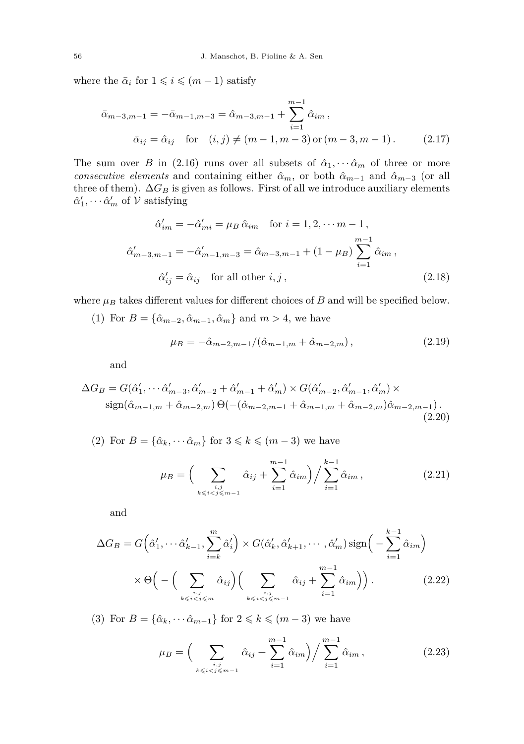where the $\bar{\alpha}_i$ for $1 \leqslant i \leqslant (m-1)$ satisfy

$$
\begin{aligned}
\bar{\alpha}_{m-3,m-1} = -\bar{\alpha}_{m-1,m-3} = \hat{\alpha}_{m-3,m-1} + \sum_{i=1}^{m-1} \hat{\alpha}_{im} \,, \\
\bar{\alpha}_{ij} = \hat{\alpha}_{ij} \quad \text{for} \quad (i,j) \neq (m-1, m-3) \,\text{or}\, (m-3, m-1) \,.
\end{aligned}
\tag{2.17}
$$

The sum over $B$ in (2.16) runs over all subsets of $\hat{\alpha}_1, \cdots \hat{\alpha}_m$ of three or more *consecutive elements* and containing either $\hat{\alpha}_m$, or both $\hat{\alpha}_{m-1}$ and $\hat{\alpha}_{m-3}$ (or all three of them). $\Delta G_B$ is given as follows. First of all we introduce auxiliary elements $\hat{\alpha}'_1, \cdots \hat{\alpha}'_m$ of $\mathcal{V}$ satisfying

$$
\begin{aligned}
\hat{\alpha}'_{im} = -\hat{\alpha}'_{mi} = \mu_B \, \hat{\alpha}_{im} \quad \text{for } i = 1, 2, \cdots m-1 \,, \\
\hat{\alpha}'_{m-3,m-1} = -\hat{\alpha}'_{m-1,m-3} = \hat{\alpha}_{m-3,m-1} + (1 - \mu_B) \sum_{i=1}^{m-1} \hat{\alpha}_{im} \,, \\
\hat{\alpha}'_{ij} = \hat{\alpha}_{ij} \quad \text{for all other } i, j \,,
\end{aligned}
\tag{2.18}
$$

where $\mu_B$ takes different values for different choices of $B$ and will be specified below.

(1) For $B = \{\hat{\alpha}_{m-2}, \hat{\alpha}_{m-1}, \hat{\alpha}_m\}$ and $m > 4$, we have

$$
\mu_B = -\hat{\alpha}_{m-2,m-1} / (\hat{\alpha}_{m-1,m} + \hat{\alpha}_{m-2,m}) \,,
\tag{2.19}
$$

and

$$
\begin{aligned}
\Delta G_B = G(\hat{\alpha}'_1, \cdots \hat{\alpha}'_{m-3}, \hat{\alpha}'_{m-2} + \hat{\alpha}'_{m-1} + \hat{\alpha}'_m) \times G(\hat{\alpha}'_{m-2}, \hat{\alpha}'_{m-1}, \hat{\alpha}'_m) \times \\
\operatorname{sign}(\hat{\alpha}_{m-1,m} + \hat{\alpha}_{m-2,m}) \, \Theta(-(\hat{\alpha}_{m-2,m-1} + \hat{\alpha}_{m-1,m} + \hat{\alpha}_{m-2,m}) \hat{\alpha}_{m-2,m-1}) \,.
\end{aligned}
\tag{2.20}
$$

(2) For $B = \{\hat{\alpha}_k, \cdots \hat{\alpha}_m\}$ for $3 \leqslant k \leqslant (m-3)$ we have

$$
\mu_B = \Big( \sum_{\substack{i,j \\ k \leqslant i < j \leqslant m-1}} \hat{\alpha}_{ij} + \sum_{i=1}^{m-1} \hat{\alpha}_{im} \Big) \Big/ \sum_{i=1}^{k-1} \hat{\alpha}_{im} \,,
\tag{2.21}
$$

and

$$
\begin{aligned}
\Delta G_B = G\Big( \hat{\alpha}'_1, \cdots \hat{\alpha}'_{k-1}, \sum_{i=k}^{m} \hat{\alpha}'_i \Big) \times G(\hat{\alpha}'_k, \hat{\alpha}'_{k+1}, \cdots, \hat{\alpha}'_m) \operatorname{sign}\Big( -\sum_{i=1}^{k-1} \hat{\alpha}_{im} \Big) \\
\times \Theta\Big( -\Big( \sum_{\substack{i,j \\ k \leqslant i < j \leqslant m}} \hat{\alpha}_{ij} \Big) \Big( \sum_{\substack{i,j \\ k \leqslant i < j \leqslant m-1}} \hat{\alpha}_{ij} + \sum_{i=1}^{m-1} \hat{\alpha}_{im} \Big) \Big) \,.
\end{aligned}
\tag{2.22}
$$

(3) For $B = \{\hat{\alpha}_k, \cdots \hat{\alpha}_{m-1}\}$ for $2 \leqslant k \leqslant (m-3)$ we have

$$
\mu_B = \Big( \sum_{\substack{i,j \\ k \leqslant i < j \leqslant m-1}} \hat{\alpha}_{ij} + \sum_{i=1}^{m-1} \hat{\alpha}_{im} \Big) \Big/ \sum_{i=1}^{m-1} \hat{\alpha}_{im} \,,
\tag{2.23}
$$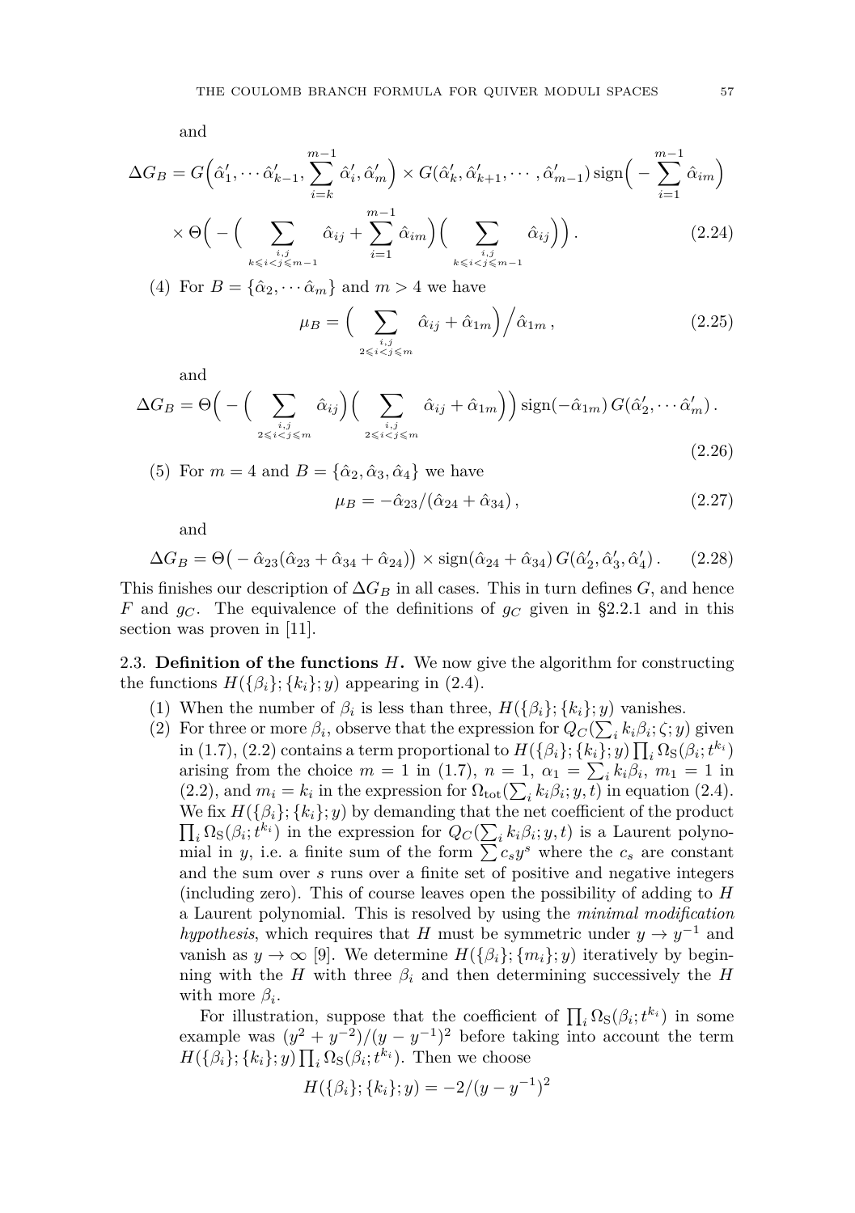and

$$
\Delta G_B = G\Big(\hat\alpha_1', \cdots \hat\alpha_{k-1}', \sum_{i=k}^{m-1} \hat\alpha_i', \hat\alpha_m'\Big) \times G(\hat\alpha_k', \hat\alpha_{k+1}', \cdots, \hat\alpha_{m-1}')\, \mathrm{sign}\Big( - \sum_{i=1}^{m-1} \hat\alpha_{im}\Big)
$$

$$
\times\, \Theta\Big( - \Big( \sum_{\substack{i,j \\ k\leqslant i<j\leqslant m-1}} \hat\alpha_{ij} + \sum_{i=1}^{m-1} \hat\alpha_{im}\Big)\Big( \sum_{\substack{i,j \\ k\leqslant i<j\leqslant m-1}} \hat\alpha_{ij}\Big)\Big). \tag{2.24}
$$

(4) For $B = \{\hat\alpha_2, \cdots \hat\alpha_m\}$ and $m > 4$ we have

$$
\mu_B = \Big( \sum_{\substack{i,j \\ 2\leqslant i<j\leqslant m}} \hat\alpha_{ij} + \hat\alpha_{1m}\Big) \Big/ \hat\alpha_{1m}\,, \tag{2.25}
$$

and

$$
\Delta G_B = \Theta\Big( - \Big( \sum_{\substack{i,j \\ 2\leqslant i<j\leqslant m}} \hat\alpha_{ij}\Big)\Big( \sum_{\substack{i,j \\ 2\leqslant i<j\leqslant m}} \hat\alpha_{ij} + \hat\alpha_{1m}\Big)\Big)\, \mathrm{sign}(-\hat\alpha_{1m})\, G(\hat\alpha_2', \cdots \hat\alpha_m')\,. \tag{2.26}
$$

(5) For $m = 4$ and $B = \{\hat\alpha_2, \hat\alpha_3, \hat\alpha_4\}$ we have

$$
\mu_B = -\hat\alpha_{23}/(\hat\alpha_{24} + \hat\alpha_{34})\,, \tag{2.27}
$$

and

$$
\Delta G_B = \Theta\big( - \hat\alpha_{23}(\hat\alpha_{23} + \hat\alpha_{34} + \hat\alpha_{24})\big) \times \mathrm{sign}(\hat\alpha_{24} + \hat\alpha_{34})\, G(\hat\alpha_2', \hat\alpha_3', \hat\alpha_4')\,. \tag{2.28}
$$

This finishes our description of $\Delta G_B$ in all cases. This in turn defines $G$, and hence $F$ and $g_C$. The equivalence of the definitions of $g_C$ given in §2.2.1 and in this section was proven in [11].

## 2.3. Definition of the functions $H$.

We now give the algorithm for constructing the functions $H(\{\beta_i\}; \{k_i\}; y)$ appearing in (2.4).

1. When the number of $\beta_i$ is less than three, $H(\{\beta_i\}; \{k_i\}; y)$ vanishes.
2. For three or more $\beta_i$, observe that the expression for $Q_C(\sum_i k_i\beta_i; \zeta; y)$ given in (1.7), (2.2) contains a term proportional to $H(\{\beta_i\}; \{k_i\}; y) \prod_i \Omega_{\rm S}(\beta_i; t^{k_i})$ arising from the choice $m = 1$ in (1.7), $n = 1$, $\alpha_1 = \sum_i k_i\beta_i$, $m_1 = 1$ in (2.2), and $m_i = k_i$ in the expression for $\Omega_{\rm tot}(\sum_i k_i\beta_i; y, t)$ in equation (2.4). We fix $H(\{\beta_i\}; \{k_i\}; y)$ by demanding that the net coefficient of the product $\prod_i \Omega_{\rm S}(\beta_i; t^{k_i})$ in the expression for $Q_C(\sum_i k_i\beta_i; y, t)$ is a Laurent polynomial in $y$, i.e. a finite sum of the form $\sum c_s y^s$ where the $c_s$ are constant and the sum over $s$ runs over a finite set of positive and negative integers (including zero). This of course leaves open the possibility of adding to $H$ a Laurent polynomial. This is resolved by using the *minimal modification hypothesis*, which requires that $H$ must be symmetric under $y \to y^{-1}$ and vanish as $y \to \infty$ [9]. We determine $H(\{\beta_i\}; \{m_i\}; y)$ iteratively by beginning with the $H$ with three $\beta_i$ and then determining successively the $H$ with more $\beta_i$.

   For illustration, suppose that the coefficient of $\prod_i \Omega_{\rm S}(\beta_i; t^{k_i})$ in some example was $(y^2 + y^{-2})/(y - y^{-1})^2$ before taking into account the term $H(\{\beta_i\}; \{k_i\}; y) \prod_i \Omega_{\rm S}(\beta_i; t^{k_i})$. Then we choose

$$
H(\{\beta_i\}; \{k_i\}; y) = -2/(y - y^{-1})^2
$$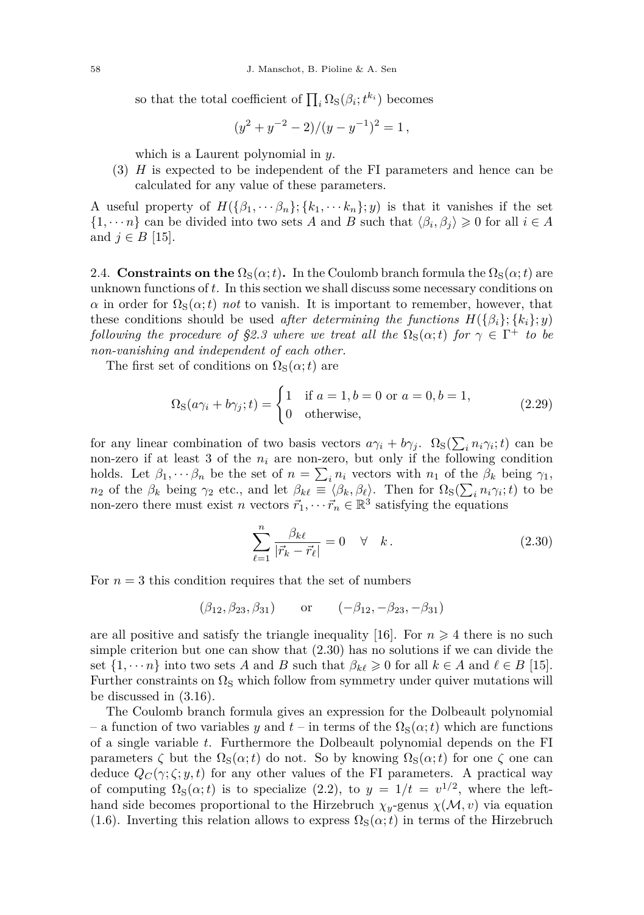so that the total coefficient of $\prod_i \Omega_S(\beta_i; t^{k_i})$ becomes

$$(y^2 + y^{-2} - 2)/(y - y^{-1})^2 = 1\,,$$

which is a Laurent polynomial in $y$.

(3) $H$ is expected to be independent of the FI parameters and hence can be calculated for any value of these parameters.

A useful property of $H(\{\beta_1, \cdots \beta_n\}; \{k_1, \cdots k_n\}; y)$ is that it vanishes if the set $\{1, \cdots n\}$ can be divided into two sets $A$ and $B$ such that $\langle \beta_i, \beta_j \rangle \geqslant 0$ for all $i \in A$ and $j \in B$ [15].

2.4. **Constraints on the** $\Omega_S(\alpha; t)$**.** In the Coulomb branch formula the $\Omega_S(\alpha; t)$ are unknown functions of $t$. In this section we shall discuss some necessary conditions on $\alpha$ in order for $\Omega_S(\alpha; t)$ *not* to vanish. It is important to remember, however, that these conditions should be used *after determining the functions* $H(\{\beta_i\}; \{k_i\}; y)$ *following the procedure of §2.3 where we treat all the* $\Omega_S(\alpha; t)$ *for* $\gamma \in \Gamma^+$ *to be non-vanishing and independent of each other.*

The first set of conditions on $\Omega_S(\alpha; t)$ are

$$\Omega_S(a\gamma_i + b\gamma_j; t) = \begin{cases} 1 & \text{if } a = 1, b = 0 \text{ or } a = 0, b = 1, \\ 0 & \text{otherwise,} \end{cases} \tag{2.29}$$

for any linear combination of two basis vectors $a\gamma_i + b\gamma_j$. $\Omega_S(\sum_i n_i\gamma_i; t)$ can be non-zero if at least 3 of the $n_i$ are non-zero, but only if the following condition holds. Let $\beta_1, \cdots \beta_n$ be the set of $n = \sum_i n_i$ vectors with $n_1$ of the $\beta_k$ being $\gamma_1$, $n_2$ of the $\beta_k$ being $\gamma_2$ etc., and let $\beta_{k\ell} \equiv \langle \beta_k, \beta_\ell \rangle$. Then for $\Omega_S(\sum_i n_i\gamma_i; t)$ to be non-zero there must exist $n$ vectors $\vec{r}_1, \cdots \vec{r}_n \in \mathbb{R}^3$ satisfying the equations

$$\sum_{\ell=1}^{n} \frac{\beta_{k\ell}}{|\vec{r}_k - \vec{r}_\ell|} = 0 \quad \forall \quad k\,. \tag{2.30}$$

For $n = 3$ this condition requires that the set of numbers

$$(\beta_{12}, \beta_{23}, \beta_{31}) \qquad \text{or} \qquad (-\beta_{12}, -\beta_{23}, -\beta_{31})$$

are all positive and satisfy the triangle inequality [16]. For $n \geqslant 4$ there is no such simple criterion but one can show that (2.30) has no solutions if we can divide the set $\{1, \cdots n\}$ into two sets $A$ and $B$ such that $\beta_{k\ell} \geqslant 0$ for all $k \in A$ and $\ell \in B$ [15]. Further constraints on $\Omega_S$ which follow from symmetry under quiver mutations will be discussed in (3.16).

The Coulomb branch formula gives an expression for the Dolbeault polynomial – a function of two variables $y$ and $t$ – in terms of the $\Omega_S(\alpha; t)$ which are functions of a single variable $t$. Furthermore the Dolbeault polynomial depends on the FI parameters $\zeta$ but the $\Omega_S(\alpha; t)$ do not. So by knowing $\Omega_S(\alpha; t)$ for one $\zeta$ one can deduce $Q_C(\gamma; \zeta; y, t)$ for any other values of the FI parameters. A practical way of computing $\Omega_S(\alpha; t)$ is to specialize (2.2), to $y = 1/t = v^{1/2}$, where the left-hand side becomes proportional to the Hirzebruch $\chi_y$-genus $\chi(\mathcal{M}, v)$ via equation (1.6). Inverting this relation allows to express $\Omega_S(\alpha; t)$ in terms of the Hirzebruch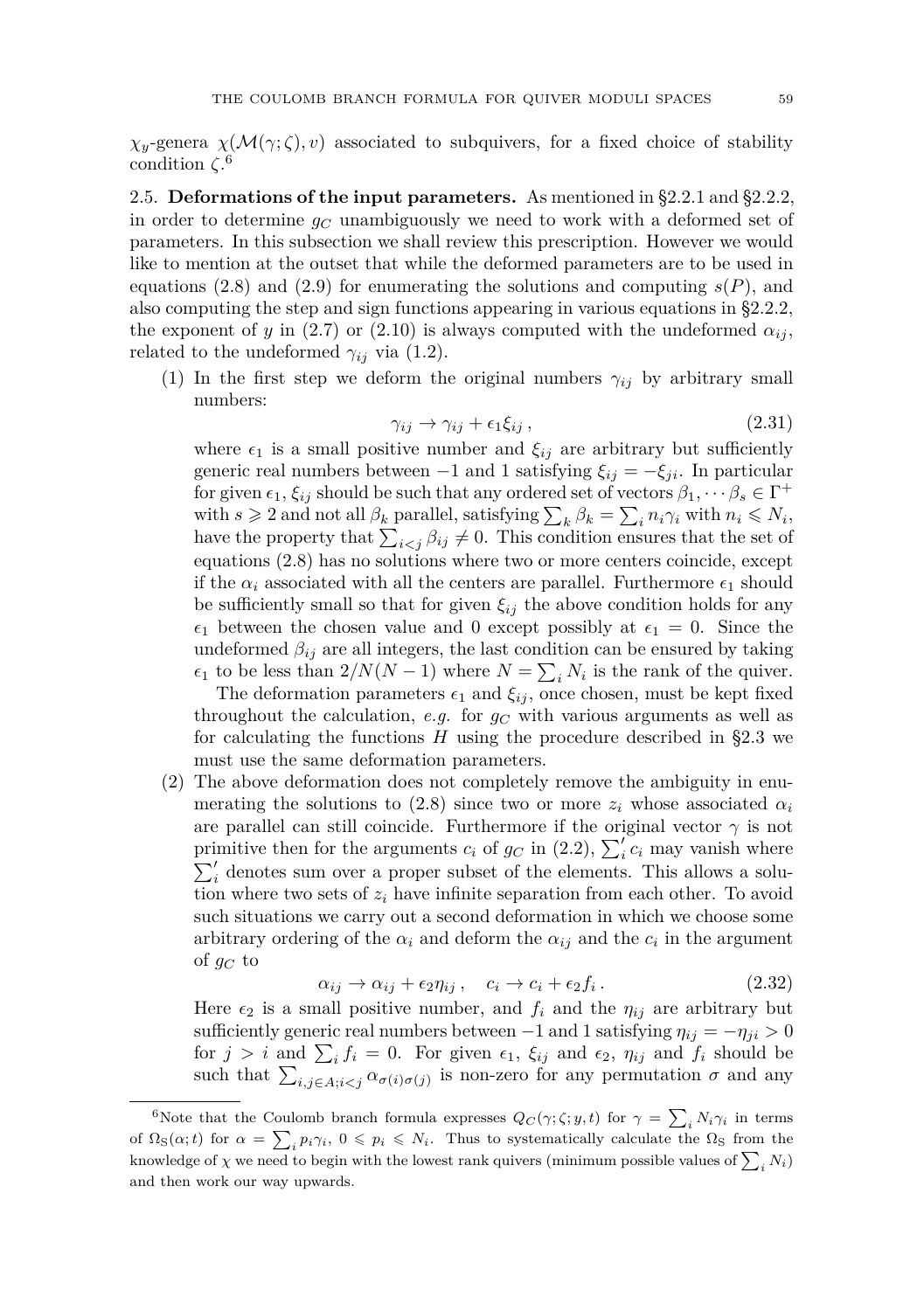$\chi_y$-genera $\chi(\mathcal{M}(\gamma;\zeta),v)$ associated to subquivers, for a fixed choice of stability condition $\zeta$.[6]

2.5. **Deformations of the input parameters.** As mentioned in §2.2.1 and §2.2.2, in order to determine $g_C$ unambiguously we need to work with a deformed set of parameters. In this subsection we shall review this prescription. However we would like to mention at the outset that while the deformed parameters are to be used in equations (2.8) and (2.9) for enumerating the solutions and computing $s(P)$, and also computing the step and sign functions appearing in various equations in §2.2.2, the exponent of $y$ in (2.7) or (2.10) is always computed with the undeformed $\alpha_{ij}$, related to the undeformed $\gamma_{ij}$ via (1.2).

(1) In the first step we deform the original numbers $\gamma_{ij}$ by arbitrary small numbers:

$$\gamma_{ij} \to \gamma_{ij} + \epsilon_1 \xi_{ij}\,, \tag{2.31}$$

where $\epsilon_1$ is a small positive number and $\xi_{ij}$ are arbitrary but sufficiently generic real numbers between $-1$ and 1 satisfying $\xi_{ij} = -\xi_{ji}$. In particular for given $\epsilon_1$, $\xi_{ij}$ should be such that any ordered set of vectors $\beta_1, \cdots \beta_s \in \Gamma^+$ with $s \geqslant 2$ and not all $\beta_k$ parallel, satisfying $\sum_k \beta_k = \sum_i n_i\gamma_i$ with $n_i \leqslant N_i$, have the property that $\sum_{i<j}\beta_{ij} \neq 0$. This condition ensures that the set of equations (2.8) has no solutions where two or more centers coincide, except if the $\alpha_i$ associated with all the centers are parallel. Furthermore $\epsilon_1$ should be sufficiently small so that for given $\xi_{ij}$ the above condition holds for any $\epsilon_1$ between the chosen value and 0 except possibly at $\epsilon_1 = 0$. Since the undeformed $\beta_{ij}$ are all integers, the last condition can be ensured by taking $\epsilon_1$ to be less than $2/N(N-1)$ where $N = \sum_i N_i$ is the rank of the quiver.

The deformation parameters $\epsilon_1$ and $\xi_{ij}$, once chosen, must be kept fixed throughout the calculation, *e.g.* for $g_C$ with various arguments as well as for calculating the functions $H$ using the procedure described in §2.3 we must use the same deformation parameters.

(2) The above deformation does not completely remove the ambiguity in enumerating the solutions to (2.8) since two or more $z_i$ whose associated $\alpha_i$ are parallel can still coincide. Furthermore if the original vector $\gamma$ is not primitive then for the arguments $c_i$ of $g_C$ in (2.2), $\sum'_i c_i$ may vanish where $\sum'_i$ denotes sum over a proper subset of the elements. This allows a solution where two sets of $z_i$ have infinite separation from each other. To avoid such situations we carry out a second deformation in which we choose some arbitrary ordering of the $\alpha_i$ and deform the $\alpha_{ij}$ and the $c_i$ in the argument of $g_C$ to

$$\alpha_{ij} \to \alpha_{ij} + \epsilon_2\eta_{ij}\,, \quad c_i \to c_i + \epsilon_2 f_i\,. \tag{2.32}$$

Here $\epsilon_2$ is a small positive number, and $f_i$ and the $\eta_{ij}$ are arbitrary but sufficiently generic real numbers between $-1$ and 1 satisfying $\eta_{ij} = -\eta_{ji} > 0$ for $j > i$ and $\sum_i f_i = 0$. For given $\epsilon_1$, $\xi_{ij}$ and $\epsilon_2$, $\eta_{ij}$ and $f_i$ should be such that $\sum_{i,j\in A; i<j}\alpha_{\sigma(i)\sigma(j)}$ is non-zero for any permutation $\sigma$ and any

[6] Note that the Coulomb branch formula expresses $Q_C(\gamma;\zeta;y,t)$ for $\gamma = \sum_i N_i\gamma_i$ in terms of $\Omega_S(\alpha;t)$ for $\alpha = \sum_i p_i\gamma_i$, $0 \leqslant p_i \leqslant N_i$. Thus to systematically calculate the $\Omega_S$ from the knowledge of $\chi$ we need to begin with the lowest rank quivers (minimum possible values of $\sum_i N_i$) and then work our way upwards.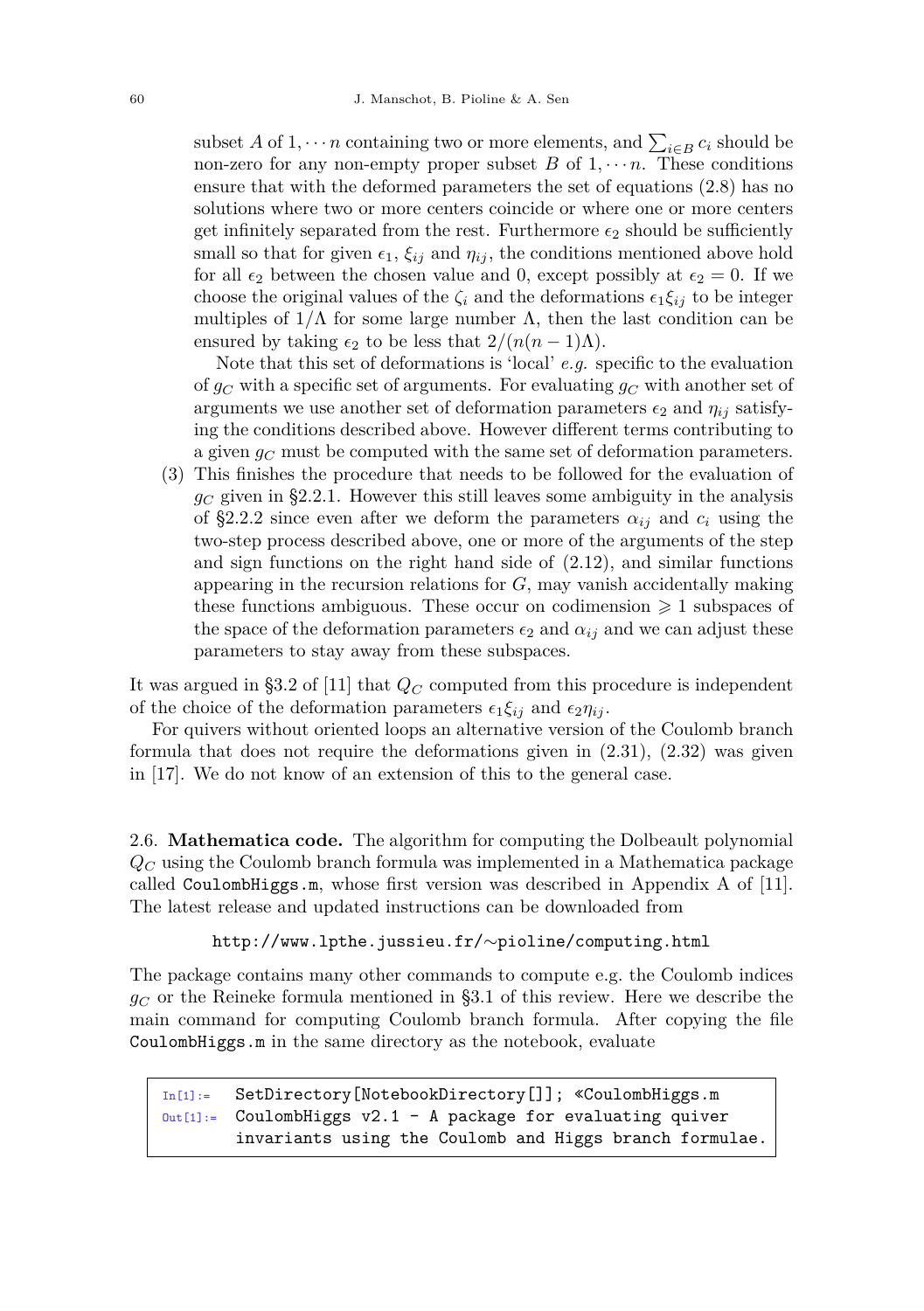subset $A$ of $1, \cdots n$ containing two or more elements, and $\sum_{i \in B} c_i$ should be non-zero for any non-empty proper subset $B$ of $1, \cdots n$. These conditions ensure that with the deformed parameters the set of equations (2.8) has no solutions where two or more centers coincide or where one or more centers get infinitely separated from the rest. Furthermore $\epsilon_2$ should be sufficiently small so that for given $\epsilon_1$, $\xi_{ij}$ and $\eta_{ij}$, the conditions mentioned above hold for all $\epsilon_2$ between the chosen value and 0, except possibly at $\epsilon_2 = 0$. If we choose the original values of the $\zeta_i$ and the deformations $\epsilon_1 \xi_{ij}$ to be integer multiples of $1/\Lambda$ for some large number $\Lambda$, then the last condition can be ensured by taking $\epsilon_2$ to be less that $2/(n(n-1)\Lambda)$.

   Note that this set of deformations is 'local' *e.g.* specific to the evaluation of $g_C$ with a specific set of arguments. For evaluating $g_C$ with another set of arguments we use another set of deformation parameters $\epsilon_2$ and $\eta_{ij}$ satisfying the conditions described above. However different terms contributing to a given $g_C$ must be computed with the same set of deformation parameters.

(3) This finishes the procedure that needs to be followed for the evaluation of $g_C$ given in §2.2.1. However this still leaves some ambiguity in the analysis of §2.2.2 since even after we deform the parameters $\alpha_{ij}$ and $c_i$ using the two-step process described above, one or more of the arguments of the step and sign functions on the right hand side of (2.12), and similar functions appearing in the recursion relations for $G$, may vanish accidentally making these functions ambiguous. These occur on codimension $\geqslant 1$ subspaces of the space of the deformation parameters $\epsilon_2$ and $\alpha_{ij}$ and we can adjust these parameters to stay away from these subspaces.

It was argued in §3.2 of [11] that $Q_C$ computed from this procedure is independent of the choice of the deformation parameters $\epsilon_1 \xi_{ij}$ and $\epsilon_2 \eta_{ij}$.

For quivers without oriented loops an alternative version of the Coulomb branch formula that does not require the deformations given in (2.31), (2.32) was given in [17]. We do not know of an extension of this to the general case.

## 2.6. **Mathematica code.**

The algorithm for computing the Dolbeault polynomial $Q_C$ using the Coulomb branch formula was implemented in a Mathematica package called `CoulombHiggs.m`, whose first version was described in Appendix A of [11]. The latest release and updated instructions can be downloaded from

`http://www.lpthe.jussieu.fr/~pioline/computing.html`

The package contains many other commands to compute e.g. the Coulomb indices $g_C$ or the Reineke formula mentioned in §3.1 of this review. Here we describe the main command for computing Coulomb branch formula. After copying the file `CoulombHiggs.m` in the same directory as the notebook, evaluate

```
In[1]:=  SetDirectory[NotebookDirectory[]]; <<CoulombHiggs.m
Out[1]:= CoulombHiggs v2.1 - A package for evaluating quiver
         invariants using the Coulomb and Higgs branch formulae.
```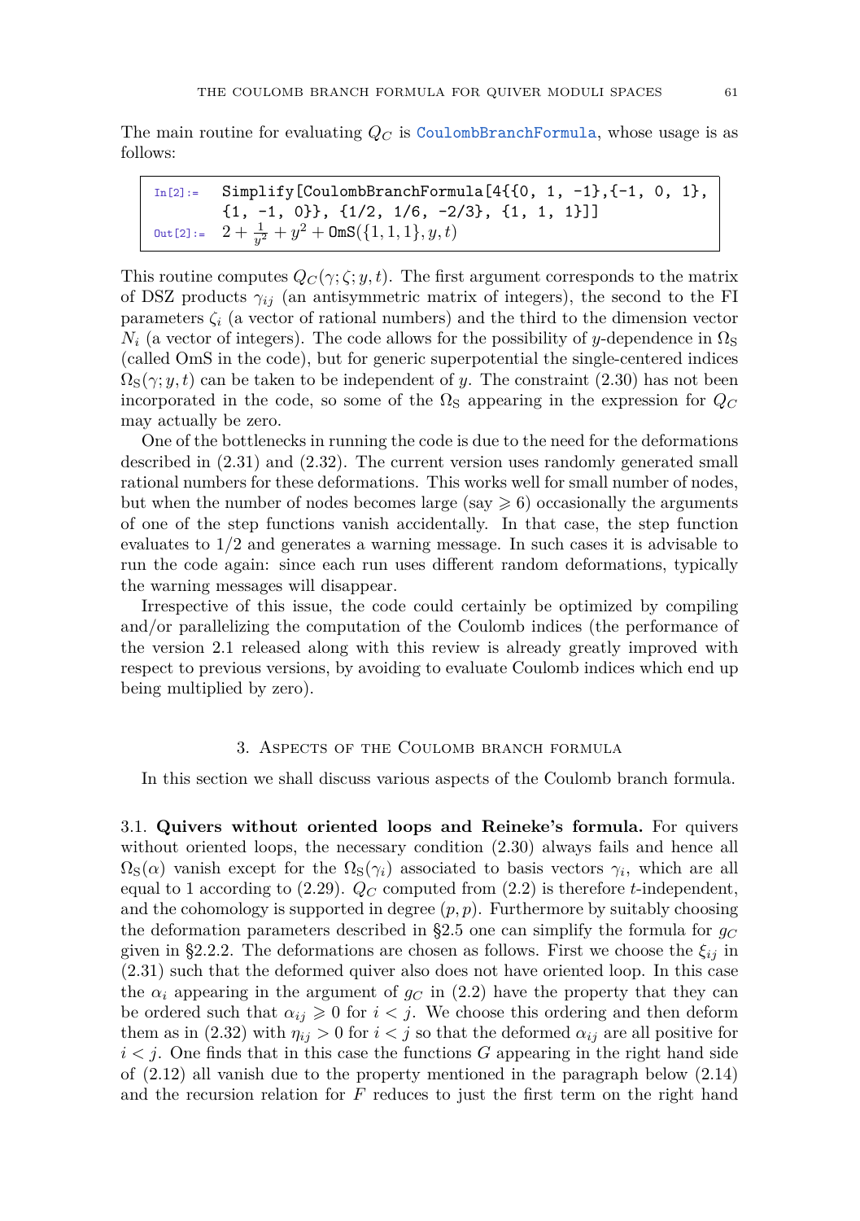The main routine for evaluating $Q_C$ is CoulombBranchFormula, whose usage is as follows:

```
In[2]:=  Simplify[CoulombBranchFormula[4{{0, 1, -1},{-1, 0, 1},
         {1, -1, 0}}, {1/2, 1/6, -2/3}, {1, 1, 1}]]
Out[2]:= 2 + 1/y^2 + y^2 + OmS({1,1,1}, y, t)
```

This routine computes $Q_C(\gamma;\zeta;y,t)$. The first argument corresponds to the matrix of DSZ products $\gamma_{ij}$ (an antisymmetric matrix of integers), the second to the FI parameters $\zeta_i$ (a vector of rational numbers) and the third to the dimension vector $N_i$ (a vector of integers). The code allows for the possibility of $y$-dependence in $\Omega_{\rm S}$ (called OmS in the code), but for generic superpotential the single-centered indices $\Omega_{\rm S}(\gamma;y,t)$ can be taken to be independent of $y$. The constraint (2.30) has not been incorporated in the code, so some of the $\Omega_{\rm S}$ appearing in the expression for $Q_C$ may actually be zero.

One of the bottlenecks in running the code is due to the need for the deformations described in (2.31) and (2.32). The current version uses randomly generated small rational numbers for these deformations. This works well for small number of nodes, but when the number of nodes becomes large (say $\geqslant 6$) occasionally the arguments of one of the step functions vanish accidentally. In that case, the step function evaluates to 1/2 and generates a warning message. In such cases it is advisable to run the code again: since each run uses different random deformations, typically the warning messages will disappear.

Irrespective of this issue, the code could certainly be optimized by compiling and/or parallelizing the computation of the Coulomb indices (the performance of the version 2.1 released along with this review is already greatly improved with respect to previous versions, by avoiding to evaluate Coulomb indices which end up being multiplied by zero).

## 3. Aspects of the Coulomb branch formula

In this section we shall discuss various aspects of the Coulomb branch formula.

3.1. **Quivers without oriented loops and Reineke's formula.** For quivers without oriented loops, the necessary condition (2.30) always fails and hence all $\Omega_{\rm S}(\alpha)$ vanish except for the $\Omega_{\rm S}(\gamma_i)$ associated to basis vectors $\gamma_i$, which are all equal to 1 according to (2.29). $Q_C$ computed from (2.2) is therefore $t$-independent, and the cohomology is supported in degree $(p,p)$. Furthermore by suitably choosing the deformation parameters described in §2.5 one can simplify the formula for $g_C$ given in §2.2.2. The deformations are chosen as follows. First we choose the $\xi_{ij}$ in (2.31) such that the deformed quiver also does not have oriented loop. In this case the $\alpha_i$ appearing in the argument of $g_C$ in (2.2) have the property that they can be ordered such that $\alpha_{ij} \geqslant 0$ for $i<j$. We choose this ordering and then deform them as in (2.32) with $\eta_{ij} > 0$ for $i<j$ so that the deformed $\alpha_{ij}$ are all positive for $i<j$. One finds that in this case the functions $G$ appearing in the right hand side of (2.12) all vanish due to the property mentioned in the paragraph below (2.14) and the recursion relation for $F$ reduces to just the first term on the right hand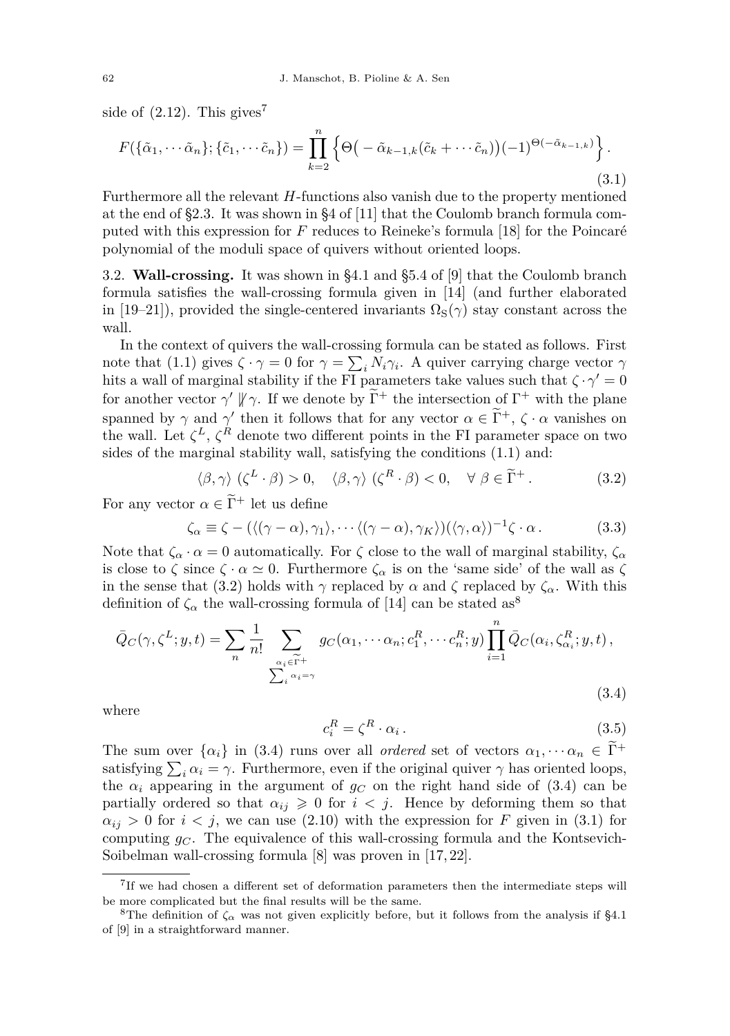side of (2.12). This gives[7]

$$F(\{\tilde{\alpha}_1, \cdots \tilde{\alpha}_n\}; \{\tilde{c}_1, \cdots \tilde{c}_n\}) = \prod_{k=2}^{n} \left\{ \Theta\big( - \tilde{\alpha}_{k-1,k}(\tilde{c}_k + \cdots \tilde{c}_n) \big) (-1)^{\Theta(-\tilde{\alpha}_{k-1,k})} \right\}. \tag{3.1}$$

Furthermore all the relevant $H$-functions also vanish due to the property mentioned at the end of §2.3. It was shown in §4 of [11] that the Coulomb branch formula computed with this expression for $F$ reduces to Reineke's formula [18] for the Poincaré polynomial of the moduli space of quivers without oriented loops.

3.2. **Wall-crossing.** It was shown in §4.1 and §5.4 of [9] that the Coulomb branch formula satisfies the wall-crossing formula given in [14] (and further elaborated in [19–21]), provided the single-centered invariants $\Omega_{\rm S}(\gamma)$ stay constant across the wall.

In the context of quivers the wall-crossing formula can be stated as follows. First note that (1.1) gives $\zeta \cdot \gamma = 0$ for $\gamma = \sum_i N_i \gamma_i$. A quiver carrying charge vector $\gamma$ hits a wall of marginal stability if the FI parameters take values such that $\zeta \cdot \gamma' = 0$ for another vector $\gamma' \not\parallel \gamma$. If we denote by $\widetilde{\Gamma}^+$ the intersection of $\Gamma^+$ with the plane spanned by $\gamma$ and $\gamma'$ then it follows that for any vector $\alpha \in \widetilde{\Gamma}^+$, $\zeta \cdot \alpha$ vanishes on the wall. Let $\zeta^L$, $\zeta^R$ denote two different points in the FI parameter space on two sides of the marginal stability wall, satisfying the conditions (1.1) and:

$$\langle \beta, \gamma \rangle \ (\zeta^L \cdot \beta) > 0, \quad \langle \beta, \gamma \rangle \ (\zeta^R \cdot \beta) < 0, \quad \forall \ \beta \in \widetilde{\Gamma}^+. \tag{3.2}$$

For any vector $\alpha \in \widetilde{\Gamma}^+$ let us define

$$\zeta_\alpha \equiv \zeta - (\langle (\gamma - \alpha), \gamma_1 \rangle, \cdots \langle (\gamma - \alpha), \gamma_K \rangle) (\langle \gamma, \alpha \rangle)^{-1} \zeta \cdot \alpha \,. \tag{3.3}$$

Note that $\zeta_\alpha \cdot \alpha = 0$ automatically. For $\zeta$ close to the wall of marginal stability, $\zeta_\alpha$ is close to $\zeta$ since $\zeta \cdot \alpha \simeq 0$. Furthermore $\zeta_\alpha$ is on the 'same side' of the wall as $\zeta$ in the sense that (3.2) holds with $\gamma$ replaced by $\alpha$ and $\zeta$ replaced by $\zeta_\alpha$. With this definition of $\zeta_\alpha$ the wall-crossing formula of [14] can be stated as[8]

$$\bar{Q}_C(\gamma, \zeta^L; y, t) = \sum_n \frac{1}{n!} \sum_{\substack{\alpha_i \in \widetilde{\Gamma}^+ \\ \sum_i \alpha_i = \gamma}} g_C(\alpha_1, \cdots \alpha_n; c_1^R, \cdots c_n^R; y) \prod_{i=1}^n \bar{Q}_C(\alpha_i, \zeta^R_{\alpha_i}; y, t)\,, \tag{3.4}$$

where

$$c_i^R = \zeta^R \cdot \alpha_i \,. \tag{3.5}$$

The sum over $\{\alpha_i\}$ in (3.4) runs over all *ordered* set of vectors $\alpha_1, \cdots \alpha_n \in \widetilde{\Gamma}^+$ satisfying $\sum_i \alpha_i = \gamma$. Furthermore, even if the original quiver $\gamma$ has oriented loops, the $\alpha_i$ appearing in the argument of $g_C$ on the right hand side of (3.4) can be partially ordered so that $\alpha_{ij} \geqslant 0$ for $i < j$. Hence by deforming them so that $\alpha_{ij} > 0$ for $i < j$, we can use (2.10) with the expression for $F$ given in (3.1) for computing $g_C$. The equivalence of this wall-crossing formula and the Kontsevich-Soibelman wall-crossing formula [8] was proven in [17, 22].

---

[7] If we had chosen a different set of deformation parameters then the intermediate steps will be more complicated but the final results will be the same.

[8] The definition of $\zeta_\alpha$ was not given explicitly before, but it follows from the analysis if §4.1 of [9] in a straightforward manner.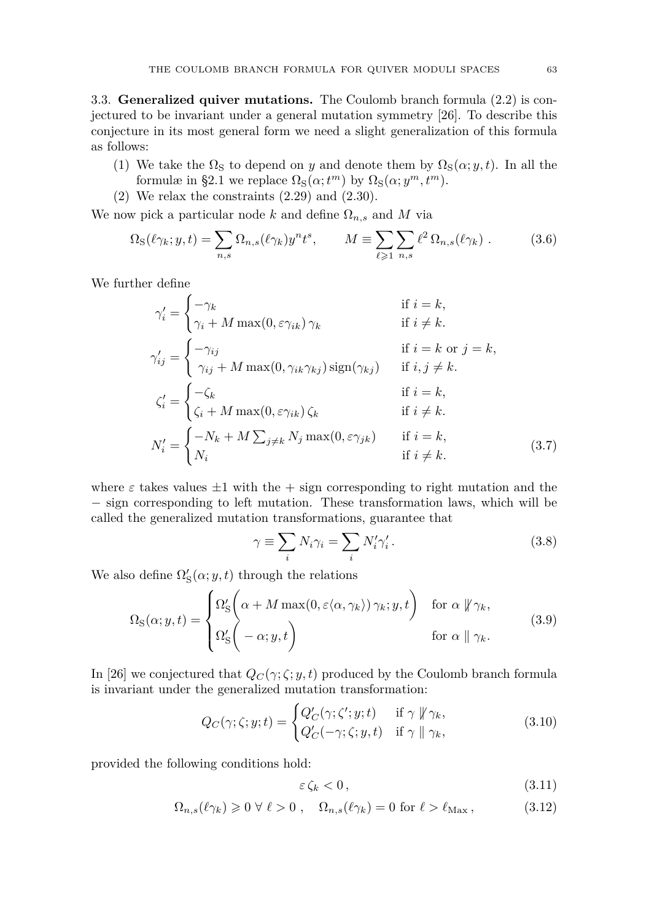3.3. **Generalized quiver mutations.** The Coulomb branch formula (2.2) is conjectured to be invariant under a general mutation symmetry [26]. To describe this conjecture in its most general form we need a slight generalization of this formula as follows:

1. We take the $\Omega_{\rm S}$ to depend on $y$ and denote them by $\Omega_{\rm S}(\alpha; y, t)$. In all the formulæ in §2.1 we replace $\Omega_{\rm S}(\alpha; t^m)$ by $\Omega_{\rm S}(\alpha; y^m, t^m)$.
2. We relax the constraints (2.29) and (2.30).

We now pick a particular node $k$ and define $\Omega_{n,s}$ and $M$ via

$$\Omega_{\rm S}(\ell\gamma_k; y, t) = \sum_{n,s} \Omega_{n,s}(\ell\gamma_k) y^n t^s, \qquad M \equiv \sum_{\ell \geqslant 1} \sum_{n,s} \ell^2 \, \Omega_{n,s}(\ell\gamma_k) \, . \tag{3.6}$$

We further define

$$\begin{aligned}
\gamma'_i &= \begin{cases} -\gamma_k & \text{if } i = k, \\ \gamma_i + M \max(0, \varepsilon\gamma_{ik})\, \gamma_k & \text{if } i \neq k. \end{cases} \\
\gamma'_{ij} &= \begin{cases} -\gamma_{ij} & \text{if } i = k \text{ or } j = k, \\ \ \gamma_{ij} + M \max(0, \gamma_{ik}\gamma_{kj})\, \mathrm{sign}(\gamma_{kj}) & \text{if } i, j \neq k. \end{cases} \\
\zeta'_i &= \begin{cases} -\zeta_k & \text{if } i = k, \\ \zeta_i + M \max(0, \varepsilon\gamma_{ik})\, \zeta_k & \text{if } i \neq k. \end{cases} \\
N'_i &= \begin{cases} -N_k + M \sum_{j \neq k} N_j \max(0, \varepsilon\gamma_{jk}) & \text{if } i = k, \\ N_i & \text{if } i \neq k. \end{cases}
\end{aligned} \tag{3.7}$$

where $\varepsilon$ takes values $\pm 1$ with the $+$ sign corresponding to right mutation and the $-$ sign corresponding to left mutation. These transformation laws, which will be called the generalized mutation transformations, guarantee that

$$\gamma \equiv \sum_i N_i \gamma_i = \sum_i N'_i \gamma'_i \, . \tag{3.8}$$

We also define $\Omega'_{\rm S}(\alpha; y, t)$ through the relations

$$\Omega_{\rm S}(\alpha; y, t) = \begin{cases} \Omega'_{\rm S}\Big( \alpha + M \max(0, \varepsilon\langle \alpha, \gamma_k \rangle)\, \gamma_k; y, t \Big) & \text{for } \alpha \nparallel \gamma_k, \\ \Omega'_{\rm S}\Big( -\alpha; y, t \Big) & \text{for } \alpha \parallel \gamma_k. \end{cases} \tag{3.9}$$

In [26] we conjectured that $Q_C(\gamma; \zeta; y, t)$ produced by the Coulomb branch formula is invariant under the generalized mutation transformation:

$$Q_C(\gamma; \zeta; y; t) = \begin{cases} Q'_C(\gamma; \zeta'; y; t) & \text{if } \gamma \nparallel \gamma_k, \\ Q'_C(-\gamma; \zeta; y, t) & \text{if } \gamma \parallel \gamma_k, \end{cases} \tag{3.10}$$

provided the following conditions hold:

$$\varepsilon\, \zeta_k < 0 \, , \tag{3.11}$$

$$\Omega_{n,s}(\ell\gamma_k) \geqslant 0 \ \forall\ \ell > 0 \, , \quad \Omega_{n,s}(\ell\gamma_k) = 0 \text{ for } \ell > \ell_{\rm Max} \, , \tag{3.12}$$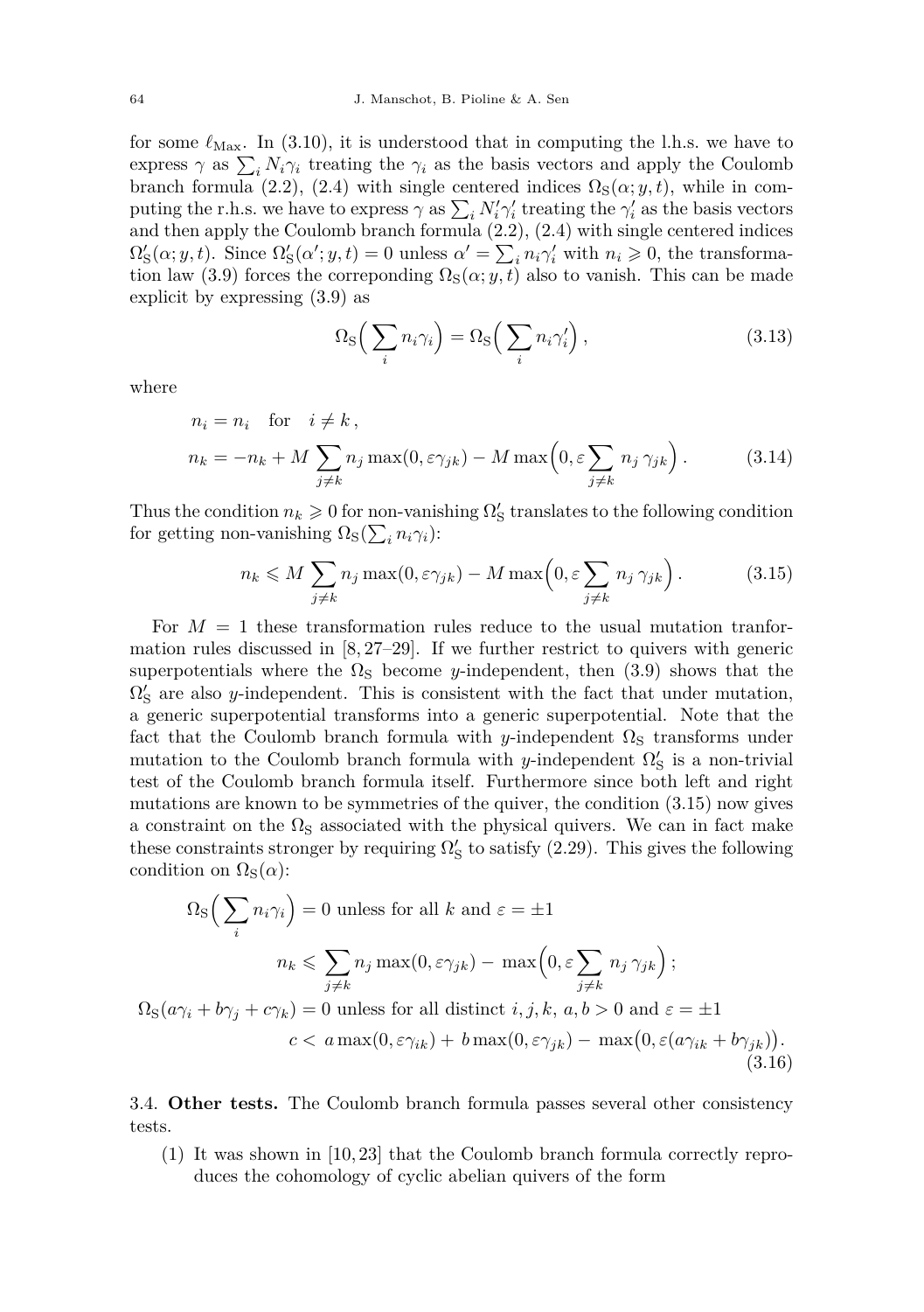for some $\ell_{\rm Max}$. In (3.10), it is understood that in computing the l.h.s. we have to express $\gamma$ as $\sum_i N_i\gamma_i$ treating the $\gamma_i$ as the basis vectors and apply the Coulomb branch formula (2.2), (2.4) with single centered indices $\Omega_{\rm S}(\alpha;y,t)$, while in computing the r.h.s. we have to express $\gamma$ as $\sum_i N_i'\gamma_i'$ treating the $\gamma_i'$ as the basis vectors and then apply the Coulomb branch formula (2.2), (2.4) with single centered indices $\Omega_{\rm S}'(\alpha;y,t)$. Since $\Omega_{\rm S}'(\alpha';y,t)=0$ unless $\alpha'=\sum_i n_i\gamma_i'$ with $n_i\geqslant 0$, the transformation law (3.9) forces the correponding $\Omega_{\rm S}(\alpha;y,t)$ also to vanish. This can be made explicit by expressing (3.9) as

$$\Omega_{\rm S}\Big(\sum_i n_i\gamma_i\Big)=\Omega_{\rm S}\Big(\sum_i n_i\gamma_i'\Big)\,, \tag{3.13}$$

where

$$\begin{aligned} n_i &= n_i \quad \text{for} \quad i\neq k\,,\\ n_k &= -n_k + M\sum_{j\neq k} n_j \max(0,\varepsilon\gamma_{jk}) - M\max\Big(0,\varepsilon\sum_{j\neq k} n_j\,\gamma_{jk}\Big)\,. \end{aligned} \tag{3.14}$$

Thus the condition $n_k\geqslant 0$ for non-vanishing $\Omega_{\rm S}'$ translates to the following condition for getting non-vanishing $\Omega_{\rm S}(\sum_i n_i\gamma_i)$:

$$n_k \leqslant M\sum_{j\neq k} n_j \max(0,\varepsilon\gamma_{jk}) - M\max\Big(0,\varepsilon\sum_{j\neq k} n_j\,\gamma_{jk}\Big)\,. \tag{3.15}$$

For $M=1$ these transformation rules reduce to the usual mutation tranformation rules discussed in [8, 27–29]. If we further restrict to quivers with generic superpotentials where the $\Omega_{\rm S}$ become $y$-independent, then (3.9) shows that the $\Omega_{\rm S}'$ are also $y$-independent. This is consistent with the fact that under mutation, a generic superpotential transforms into a generic superpotential. Note that the fact that the Coulomb branch formula with $y$-independent $\Omega_{\rm S}$ transforms under mutation to the Coulomb branch formula with $y$-independent $\Omega_{\rm S}'$ is a non-trivial test of the Coulomb branch formula itself. Furthermore since both left and right mutations are known to be symmetries of the quiver, the condition (3.15) now gives a constraint on the $\Omega_{\rm S}$ associated with the physical quivers. We can in fact make these constraints stronger by requiring $\Omega_{\rm S}'$ to satisfy (2.29). This gives the following condition on $\Omega_{\rm S}(\alpha)$:

$$\begin{aligned} \Omega_{\rm S}\Big(\sum_i n_i\gamma_i\Big) &= 0 \text{ unless for all } k \text{ and } \varepsilon=\pm 1\\ &\quad n_k \leqslant \sum_{j\neq k} n_j\max(0,\varepsilon\gamma_{jk}) - \max\Big(0,\varepsilon\sum_{j\neq k} n_j\,\gamma_{jk}\Big)\,;\\ \Omega_{\rm S}(a\gamma_i+b\gamma_j+c\gamma_k) &= 0 \text{ unless for all distinct } i,j,k,\ a,b>0 \text{ and } \varepsilon=\pm 1\\ &\quad c < a\max(0,\varepsilon\gamma_{ik}) + b\max(0,\varepsilon\gamma_{jk}) - \max\big(0,\varepsilon(a\gamma_{ik}+b\gamma_{jk})\big)\,. \end{aligned} \tag{3.16}$$

3.4. **Other tests.** The Coulomb branch formula passes several other consistency tests.

(1) It was shown in [10, 23] that the Coulomb branch formula correctly reproduces the cohomology of cyclic abelian quivers of the form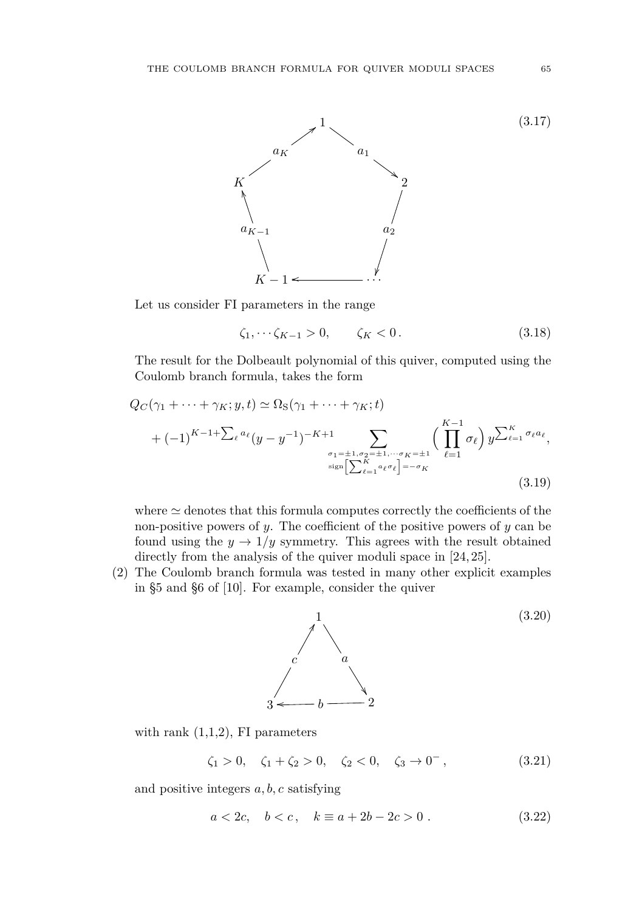$$
\begin{array}{c}
\text{(quiver diagram: nodes } 1, 2, \cdots, K-1, K \text{ arranged in a cycle with arrows } 1 \xrightarrow{a_1} 2 \xrightarrow{a_2} \cdots \to K-1 \xrightarrow{a_{K-1}} K \xrightarrow{a_K} 1\text{)}
\end{array}
\tag{3.17}
$$

Let us consider FI parameters in the range

$$
\zeta_1, \cdots \zeta_{K-1} > 0, \qquad \zeta_K < 0\,. \tag{3.18}
$$

The result for the Dolbeault polynomial of this quiver, computed using the Coulomb branch formula, takes the form

$$
\begin{aligned}
Q_C(\gamma_1 + \cdots + \gamma_K; y, t) &\simeq \Omega_{\mathrm{S}}(\gamma_1 + \cdots + \gamma_K; t) \\
&+ (-1)^{K-1+\sum_\ell a_\ell} (y - y^{-1})^{-K+1} \sum_{\substack{\sigma_1 = \pm 1, \sigma_2 = \pm 1, \cdots \sigma_K = \pm 1 \\ \mathrm{sign}\left[\sum_{\ell=1}^K a_\ell \sigma_\ell\right] = -\sigma_K}} \Big( \prod_{\ell=1}^{K-1} \sigma_\ell \Big) y^{\sum_{\ell=1}^K \sigma_\ell a_\ell},
\end{aligned}
\tag{3.19}
$$

where $\simeq$ denotes that this formula computes correctly the coefficients of the non-positive powers of $y$. The coefficient of the positive powers of $y$ can be found using the $y \to 1/y$ symmetry. This agrees with the result obtained directly from the analysis of the quiver moduli space in [24, 25].

(2) The Coulomb branch formula was tested in many other explicit examples in §5 and §6 of [10]. For example, consider the quiver

$$
\begin{array}{c}
\text{(quiver diagram: nodes } 1, 2, 3 \text{ with arrows } 1 \xrightarrow{a} 2 \xrightarrow{b} 3 \xrightarrow{c} 1\text{)}
\end{array}
\tag{3.20}
$$

with rank (1,1,2), FI parameters

$$
\zeta_1 > 0, \quad \zeta_1 + \zeta_2 > 0, \quad \zeta_2 < 0, \quad \zeta_3 \to 0^-\,, \tag{3.21}
$$

and positive integers $a, b, c$ satisfying

$$
a < 2c, \quad b < c\,, \quad k \equiv a + 2b - 2c > 0\,. \tag{3.22}
$$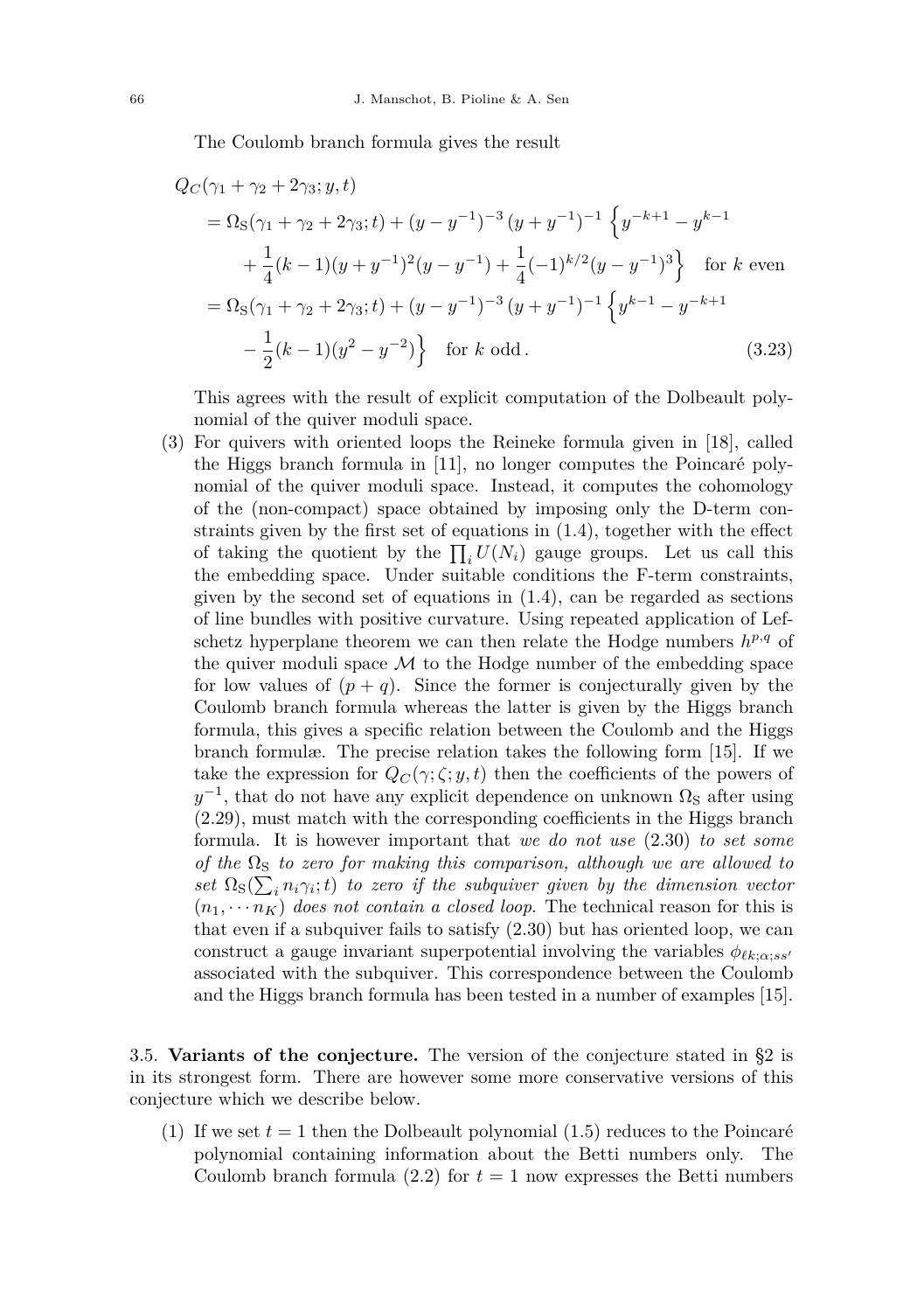The Coulomb branch formula gives the result

$$
\begin{aligned}
& Q_C(\gamma_1+\gamma_2+2\gamma_3; y, t) \\
&= \Omega_{\rm S}(\gamma_1+\gamma_2+2\gamma_3; t) + (y-y^{-1})^{-3}\,(y+y^{-1})^{-1}\,\Big\{ y^{-k+1} - y^{k-1} \\
&\quad + \frac{1}{4}(k-1)(y+y^{-1})^2(y-y^{-1}) + \frac{1}{4}(-1)^{k/2}(y-y^{-1})^3 \Big\} \quad \text{for } k \text{ even} \\
&= \Omega_{\rm S}(\gamma_1+\gamma_2+2\gamma_3; t) + (y-y^{-1})^{-3}\,(y+y^{-1})^{-1}\,\Big\{ y^{k-1} - y^{-k+1} \\
&\quad - \frac{1}{2}(k-1)(y^2 - y^{-2}) \Big\} \quad \text{for } k \text{ odd}\,.
\end{aligned} \tag{3.23}
$$

This agrees with the result of explicit computation of the Dolbeault polynomial of the quiver moduli space.

(3) For quivers with oriented loops the Reineke formula given in [18], called the Higgs branch formula in [11], no longer computes the Poincaré polynomial of the quiver moduli space. Instead, it computes the cohomology of the (non-compact) space obtained by imposing only the D-term constraints given by the first set of equations in (1.4), together with the effect of taking the quotient by the $\prod_i U(N_i)$ gauge groups. Let us call this the embedding space. Under suitable conditions the F-term constraints, given by the second set of equations in (1.4), can be regarded as sections of line bundles with positive curvature. Using repeated application of Lefschetz hyperplane theorem we can then relate the Hodge numbers $h^{p,q}$ of the quiver moduli space $\mathcal{M}$ to the Hodge number of the embedding space for low values of $(p+q)$. Since the former is conjecturally given by the Coulomb branch formula whereas the latter is given by the Higgs branch formula, this gives a specific relation between the Coulomb and the Higgs branch formulæ. The precise relation takes the following form [15]. If we take the expression for $Q_C(\gamma;\zeta;y,t)$ then the coefficients of the powers of $y^{-1}$, that do not have any explicit dependence on unknown $\Omega_{\rm S}$ after using (2.29), must match with the corresponding coefficients in the Higgs branch formula. It is however important that *we do not use* (2.30) *to set some of the* $\Omega_{\rm S}$ *to zero for making this comparison, although we are allowed to set* $\Omega_{\rm S}(\sum_i n_i\gamma_i; t)$ *to zero if the subquiver given by the dimension vector* $(n_1, \cdots n_K)$ *does not contain a closed loop.* The technical reason for this is that even if a subquiver fails to satisfy (2.30) but has oriented loop, we can construct a gauge invariant superpotential involving the variables $\phi_{\ell k;\alpha;ss'}$ associated with the subquiver. This correspondence between the Coulomb and the Higgs branch formula has been tested in a number of examples [15].

### 3.5. **Variants of the conjecture.**

The version of the conjecture stated in §2 is in its strongest form. There are however some more conservative versions of this conjecture which we describe below.

(1) If we set $t=1$ then the Dolbeault polynomial (1.5) reduces to the Poincaré polynomial containing information about the Betti numbers only. The Coulomb branch formula (2.2) for $t=1$ now expresses the Betti numbers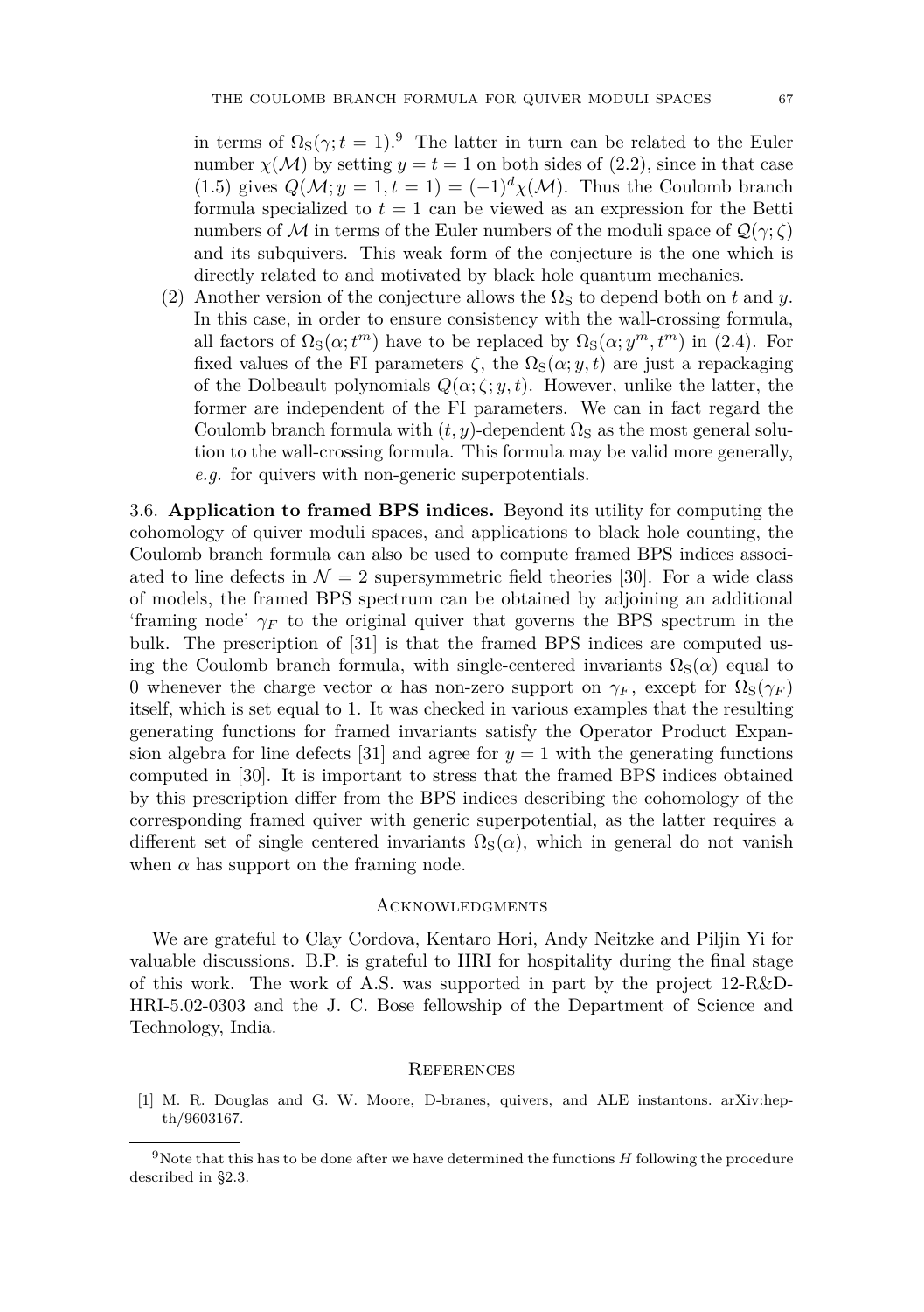in terms of $\Omega_S(\gamma; t = 1)$.[9] The latter in turn can be related to the Euler number $\chi(\mathcal{M})$ by setting $y = t = 1$ on both sides of (2.2), since in that case (1.5) gives $Q(\mathcal{M}; y = 1, t = 1) = (-1)^d \chi(\mathcal{M})$. Thus the Coulomb branch formula specialized to $t = 1$ can be viewed as an expression for the Betti numbers of $\mathcal{M}$ in terms of the Euler numbers of the moduli space of $\mathcal{Q}(\gamma; \zeta)$ and its subquivers. This weak form of the conjecture is the one which is directly related to and motivated by black hole quantum mechanics.

(2) Another version of the conjecture allows the $\Omega_S$ to depend both on $t$ and $y$. In this case, in order to ensure consistency with the wall-crossing formula, all factors of $\Omega_S(\alpha; t^m)$ have to be replaced by $\Omega_S(\alpha; y^m, t^m)$ in (2.4). For fixed values of the FI parameters $\zeta$, the $\Omega_S(\alpha; y, t)$ are just a repackaging of the Dolbeault polynomials $Q(\alpha; \zeta; y, t)$. However, unlike the latter, the former are independent of the FI parameters. We can in fact regard the Coulomb branch formula with $(t, y)$-dependent $\Omega_S$ as the most general solution to the wall-crossing formula. This formula may be valid more generally, *e.g.* for quivers with non-generic superpotentials.

3.6. **Application to framed BPS indices.** Beyond its utility for computing the cohomology of quiver moduli spaces, and applications to black hole counting, the Coulomb branch formula can also be used to compute framed BPS indices associated to line defects in $\mathcal{N} = 2$ supersymmetric field theories [30]. For a wide class of models, the framed BPS spectrum can be obtained by adjoining an additional 'framing node' $\gamma_F$ to the original quiver that governs the BPS spectrum in the bulk. The prescription of [31] is that the framed BPS indices are computed using the Coulomb branch formula, with single-centered invariants $\Omega_S(\alpha)$ equal to 0 whenever the charge vector $\alpha$ has non-zero support on $\gamma_F$, except for $\Omega_S(\gamma_F)$ itself, which is set equal to 1. It was checked in various examples that the resulting generating functions for framed invariants satisfy the Operator Product Expansion algebra for line defects [31] and agree for $y = 1$ with the generating functions computed in [30]. It is important to stress that the framed BPS indices obtained by this prescription differ from the BPS indices describing the cohomology of the corresponding framed quiver with generic superpotential, as the latter requires a different set of single centered invariants $\Omega_S(\alpha)$, which in general do not vanish when $\alpha$ has support on the framing node.

## Acknowledgments

We are grateful to Clay Cordova, Kentaro Hori, Andy Neitzke and Piljin Yi for valuable discussions. B.P. is grateful to HRI for hospitality during the final stage of this work. The work of A.S. was supported in part by the project 12-R&D-HRI-5.02-0303 and the J. C. Bose fellowship of the Department of Science and Technology, India.

## References

[1] M. R. Douglas and G. W. Moore, D-branes, quivers, and ALE instantons. arXiv:hep-th/9603167.

[9] Note that this has to be done after we have determined the functions $H$ following the procedure described in §2.3.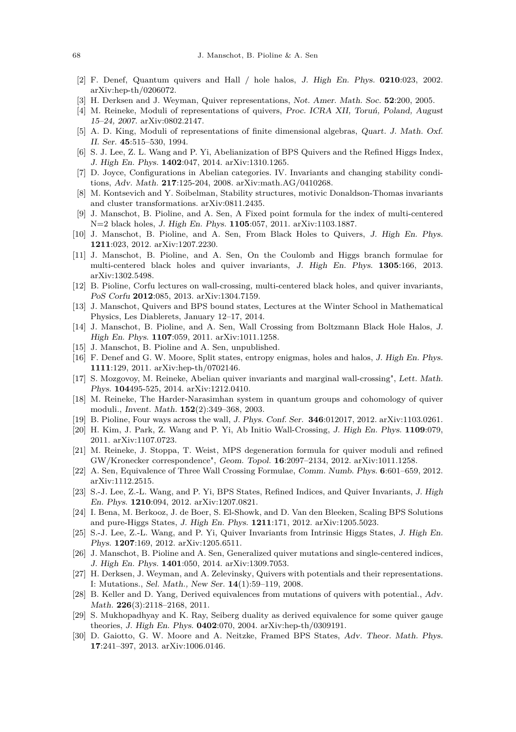[2] F. Denef, Quantum quivers and Hall / hole halos, *J. High En. Phys.* **0210**:023, 2002. arXiv:hep-th/0206072.

[3] H. Derksen and J. Weyman, Quiver representations, *Not. Amer. Math. Soc.* **52**:200, 2005.

[4] M. Reineke, Moduli of representations of quivers, *Proc. ICRA XII, Toruń, Poland, August 15–24, 2007*. arXiv:0802.2147.

[5] A. D. King, Moduli of representations of finite dimensional algebras, *Quart. J. Math. Oxf. II. Ser.* **45**:515–530, 1994.

[6] S. J. Lee, Z. L. Wang and P. Yi, Abelianization of BPS Quivers and the Refined Higgs Index, *J. High En. Phys.* **1402**:047, 2014. arXiv:1310.1265.

[7] D. Joyce, Configurations in Abelian categories. IV. Invariants and changing stability conditions, *Adv. Math.* **217**:125-204, 2008. arXiv:math.AG/0410268.

[8] M. Kontsevich and Y. Soibelman, Stability structures, motivic Donaldson-Thomas invariants and cluster transformations. arXiv:0811.2435.

[9] J. Manschot, B. Pioline, and A. Sen, A Fixed point formula for the index of multi-centered N=2 black holes, *J. High En. Phys.* **1105**:057, 2011. arXiv:1103.1887.

[10] J. Manschot, B. Pioline, and A. Sen, From Black Holes to Quivers, *J. High En. Phys.* **1211**:023, 2012. arXiv:1207.2230.

[11] J. Manschot, B. Pioline, and A. Sen, On the Coulomb and Higgs branch formulae for multi-centered black holes and quiver invariants, *J. High En. Phys.* **1305**:166, 2013. arXiv:1302.5498.

[12] B. Pioline, Corfu lectures on wall-crossing, multi-centered black holes, and quiver invariants, *PoS Corfu* **2012**:085, 2013. arXiv:1304.7159.

[13] J. Manschot, Quivers and BPS bound states, Lectures at the Winter School in Mathematical Physics, Les Diablerets, January 12–17, 2014.

[14] J. Manschot, B. Pioline, and A. Sen, Wall Crossing from Boltzmann Black Hole Halos, *J. High En. Phys.* **1107**:059, 2011. arXiv:1011.1258.

[15] J. Manschot, B. Pioline and A. Sen, unpublished.

[16] F. Denef and G. W. Moore, Split states, entropy enigmas, holes and halos, *J. High En. Phys.* **1111**:129, 2011. arXiv:hep-th/0702146.

[17] S. Mozgovoy, M. Reineke, Abelian quiver invariants and marginal wall-crossing", *Lett. Math. Phys.* **104**495-525, 2014. arXiv:1212.0410.

[18] M. Reineke, The Harder-Narasimhan system in quantum groups and cohomology of quiver moduli., *Invent. Math.* **152**(2):349–368, 2003.

[19] B. Pioline, Four ways across the wall, *J. Phys. Conf. Ser.* **346**:012017, 2012. arXiv:1103.0261.

[20] H. Kim, J. Park, Z. Wang and P. Yi, Ab Initio Wall-Crossing, *J. High En. Phys.* **1109**:079, 2011. arXiv:1107.0723.

[21] M. Reineke, J. Stoppa, T. Weist, MPS degeneration formula for quiver moduli and refined GW/Kronecker correspondence", *Geom. Topol.* **16**:2097–2134, 2012. arXiv:1011.1258.

[22] A. Sen, Equivalence of Three Wall Crossing Formulae, *Comm. Numb. Phys.* **6**:601–659, 2012. arXiv:1112.2515.

[23] S.-J. Lee, Z.-L. Wang, and P. Yi, BPS States, Refined Indices, and Quiver Invariants, *J. High En. Phys.* **1210**:094, 2012. arXiv:1207.0821.

[24] I. Bena, M. Berkooz, J. de Boer, S. El-Showk, and D. Van den Bleeken, Scaling BPS Solutions and pure-Higgs States, *J. High En. Phys.* **1211**:171, 2012. arXiv:1205.5023.

[25] S.-J. Lee, Z.-L. Wang, and P. Yi, Quiver Invariants from Intrinsic Higgs States, *J. High En. Phys.* **1207**:169, 2012. arXiv:1205.6511.

[26] J. Manschot, B. Pioline and A. Sen, Generalized quiver mutations and single-centered indices, *J. High En. Phys.* **1401**:050, 2014. arXiv:1309.7053.

[27] H. Derksen, J. Weyman, and A. Zelevinsky, Quivers with potentials and their representations. I: Mutations., *Sel. Math., New Ser.* **14**(1):59–119, 2008.

[28] B. Keller and D. Yang, Derived equivalences from mutations of quivers with potential., *Adv. Math.* **226**(3):2118–2168, 2011.

[29] S. Mukhopadhyay and K. Ray, Seiberg duality as derived equivalence for some quiver gauge theories, *J. High En. Phys.* **0402**:070, 2004. arXiv:hep-th/0309191.

[30] D. Gaiotto, G. W. Moore and A. Neitzke, Framed BPS States, *Adv. Theor. Math. Phys.* **17**:241–397, 2013. arXiv:1006.0146.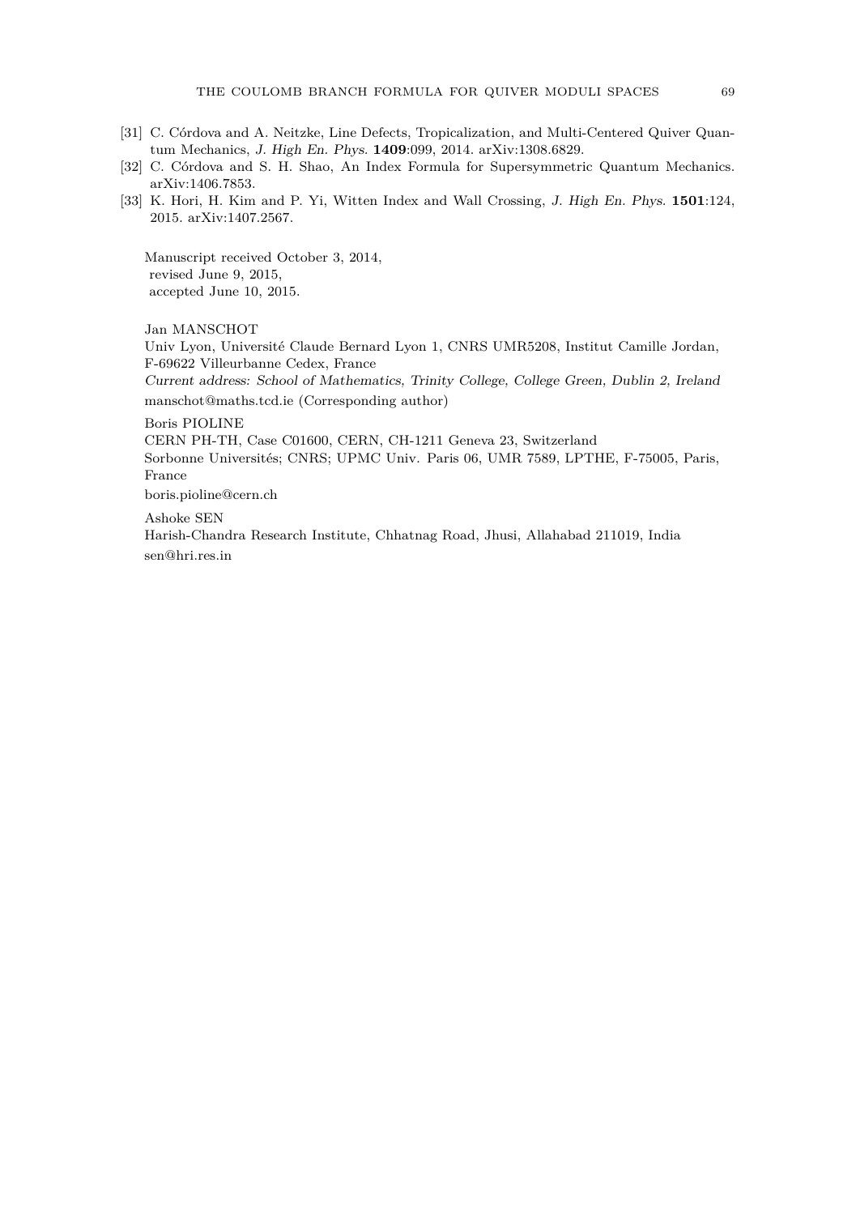[31] C. Córdova and A. Neitzke, Line Defects, Tropicalization, and Multi-Centered Quiver Quantum Mechanics, *J. High En. Phys.* **1409**:099, 2014. arXiv:1308.6829.

[32] C. Córdova and S. H. Shao, An Index Formula for Supersymmetric Quantum Mechanics. arXiv:1406.7853.

[33] K. Hori, H. Kim and P. Yi, Witten Index and Wall Crossing, *J. High En. Phys.* **1501**:124, 2015. arXiv:1407.2567.

Manuscript received October 3, 2014,
revised June 9, 2015,
accepted June 10, 2015.

Jan MANSCHOT
Univ Lyon, Université Claude Bernard Lyon 1, CNRS UMR5208, Institut Camille Jordan, F-69622 Villeurbanne Cedex, France
*Current address: School of Mathematics, Trinity College, College Green, Dublin 2, Ireland*
manschot@maths.tcd.ie (Corresponding author)

Boris PIOLINE
CERN PH-TH, Case C01600, CERN, CH-1211 Geneva 23, Switzerland
Sorbonne Universités; CNRS; UPMC Univ. Paris 06, UMR 7589, LPTHE, F-75005, Paris, France
boris.pioline@cern.ch

Ashoke SEN
Harish-Chandra Research Institute, Chhatnag Road, Jhusi, Allahabad 211019, India
sen@hri.res.in